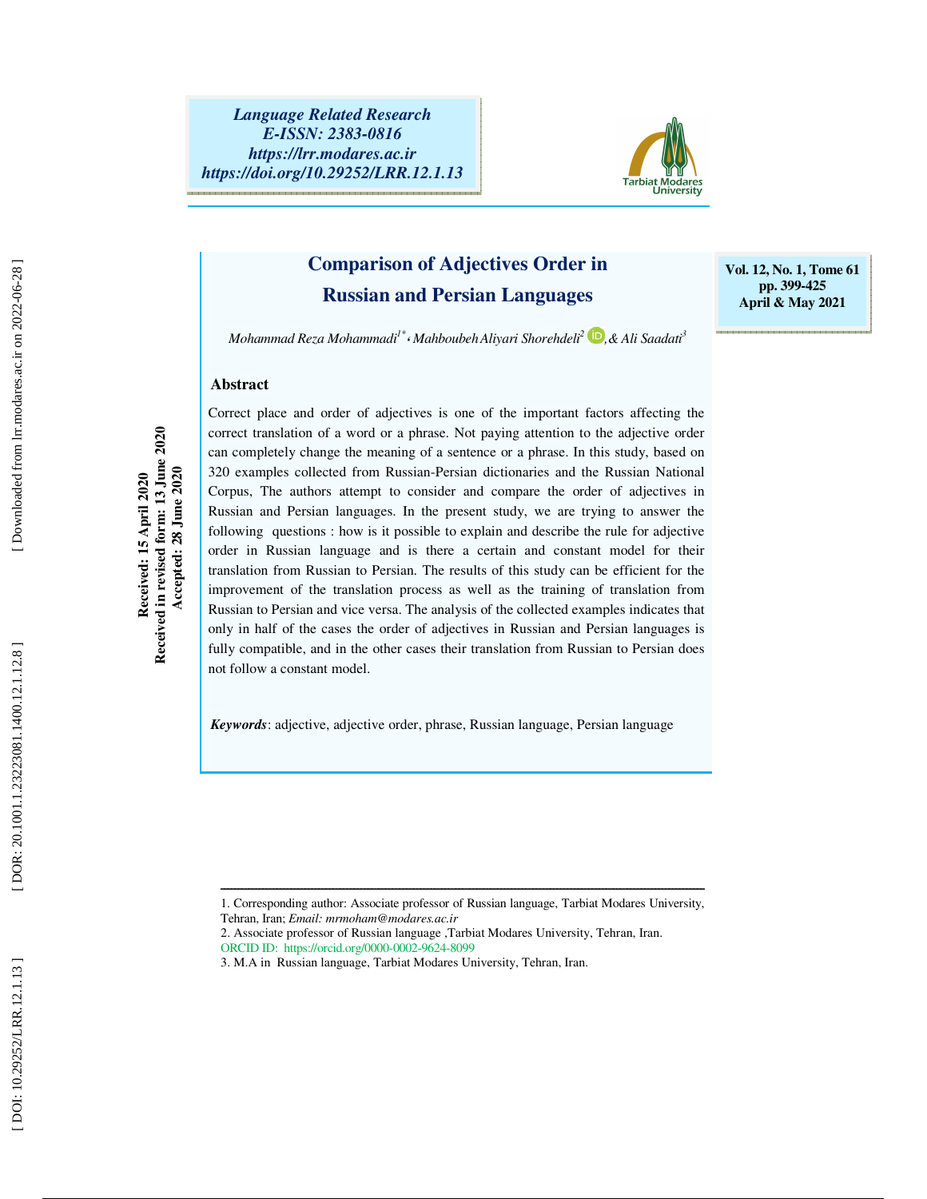Language Related Research
E-ISSN: 2383-0816
https://lrr.modares.ac.ir
https://doi.org/10.29252/LRR.12.1.13

Vol. 12, No. 1, Tome 61
pp. 399-425
April & May 2021

# Comparison of Adjectives Order in Russian and Persian Languages

*Mohammad Reza Mohammadi[1*], Mahboubeh Aliyari Shorehdeli[2], & Ali Saadati[3]*

Received: 15 April 2020
Received in revised form: 13 June 2020
Accepted: 28 June 2020

## Abstract

Correct place and order of adjectives is one of the important factors affecting the correct translation of a word or a phrase. Not paying attention to the adjective order can completely change the meaning of a sentence or a phrase. In this study, based on 320 examples collected from Russian-Persian dictionaries and the Russian National Corpus, The authors attempt to consider and compare the order of adjectives in Russian and Persian languages. In the present study, we are trying to answer the following questions : how is it possible to explain and describe the rule for adjective order in Russian language and is there a certain and constant model for their translation from Russian to Persian. The results of this study can be efficient for the improvement of the translation process as well as the training of translation from Russian to Persian and vice versa. The analysis of the collected examples indicates that only in half of the cases the order of adjectives in Russian and Persian languages is fully compatible, and in the other cases their translation from Russian to Persian does not follow a constant model.

***Keywords***: adjective, adjective order, phrase, Russian language, Persian language

---

1. Corresponding author: Associate professor of Russian language, Tarbiat Modares University, Tehran, Iran; *Email: mrmoham@modares.ac.ir*
2. Associate professor of Russian language ,Tarbiat Modares University, Tehran, Iran.
ORCID ID: https://orcid.org/0000-0002-9624-8099
3. M.A in Russian language, Tarbiat Modares University, Tehran, Iran.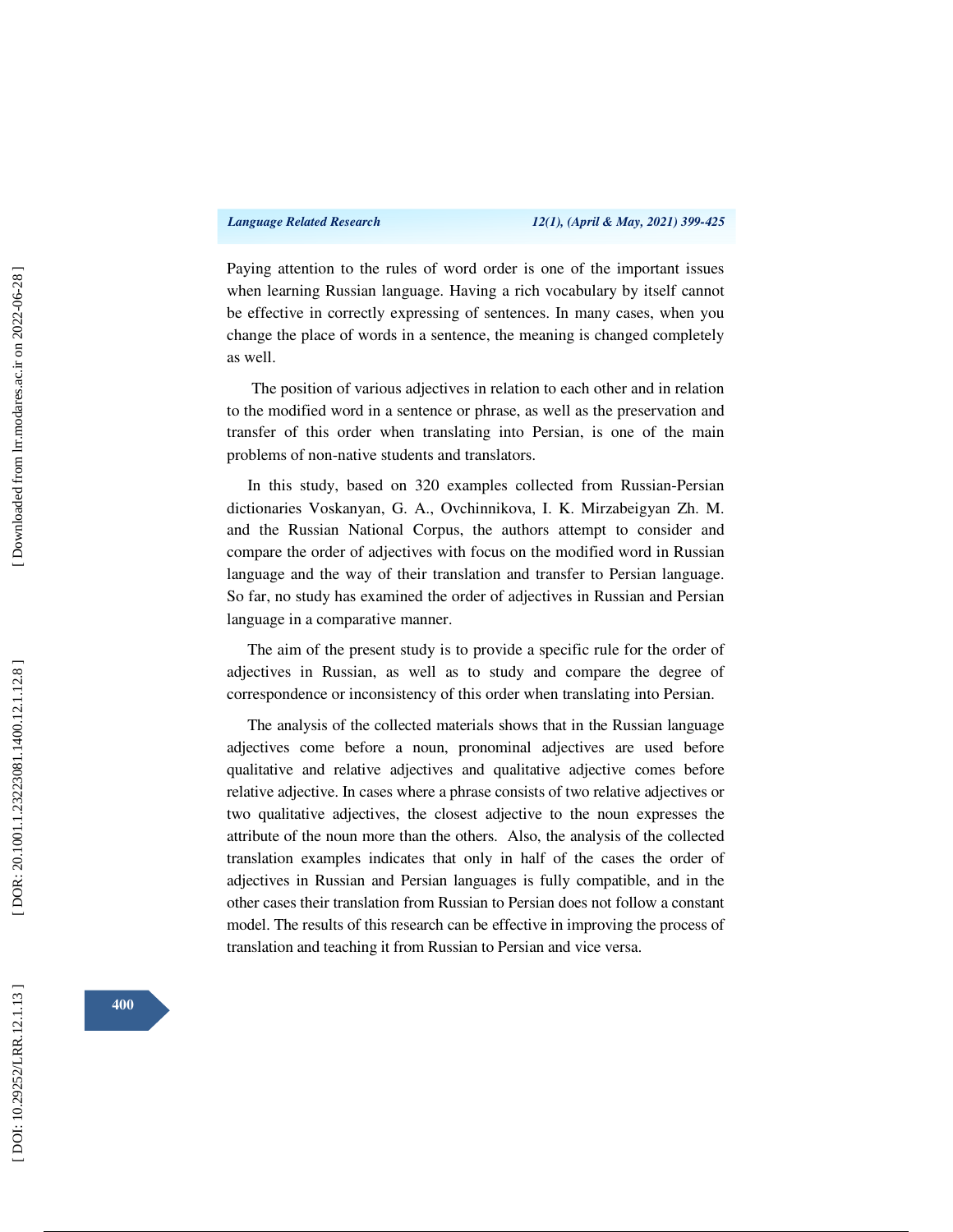Paying attention to the rules of word order is one of the important issues when learning Russian language. Having a rich vocabulary by itself cannot be effective in correctly expressing of sentences. In many cases, when you change the place of words in a sentence, the meaning is changed completely as well.

The position of various adjectives in relation to each other and in relation to the modified word in a sentence or phrase, as well as the preservation and transfer of this order when translating into Persian, is one of the main problems of non-native students and translators.

In this study, based on 320 examples collected from Russian-Persian dictionaries Voskanyan, G. A., Ovchinnikova, I. K. Mirzabeigyan Zh. M. and the Russian National Corpus, the authors attempt to consider and compare the order of adjectives with focus on the modified word in Russian language and the way of their translation and transfer to Persian language. So far, no study has examined the order of adjectives in Russian and Persian language in a comparative manner.

The aim of the present study is to provide a specific rule for the order of adjectives in Russian, as well as to study and compare the degree of correspondence or inconsistency of this order when translating into Persian.

The analysis of the collected materials shows that in the Russian language adjectives come before a noun, pronominal adjectives are used before qualitative and relative adjectives and qualitative adjective comes before relative adjective. In cases where a phrase consists of two relative adjectives or two qualitative adjectives, the closest adjective to the noun expresses the attribute of the noun more than the others. Also, the analysis of the collected translation examples indicates that only in half of the cases the order of adjectives in Russian and Persian languages is fully compatible, and in the other cases their translation from Russian to Persian does not follow a constant model. The results of this research can be effective in improving the process of translation and teaching it from Russian to Persian and vice versa.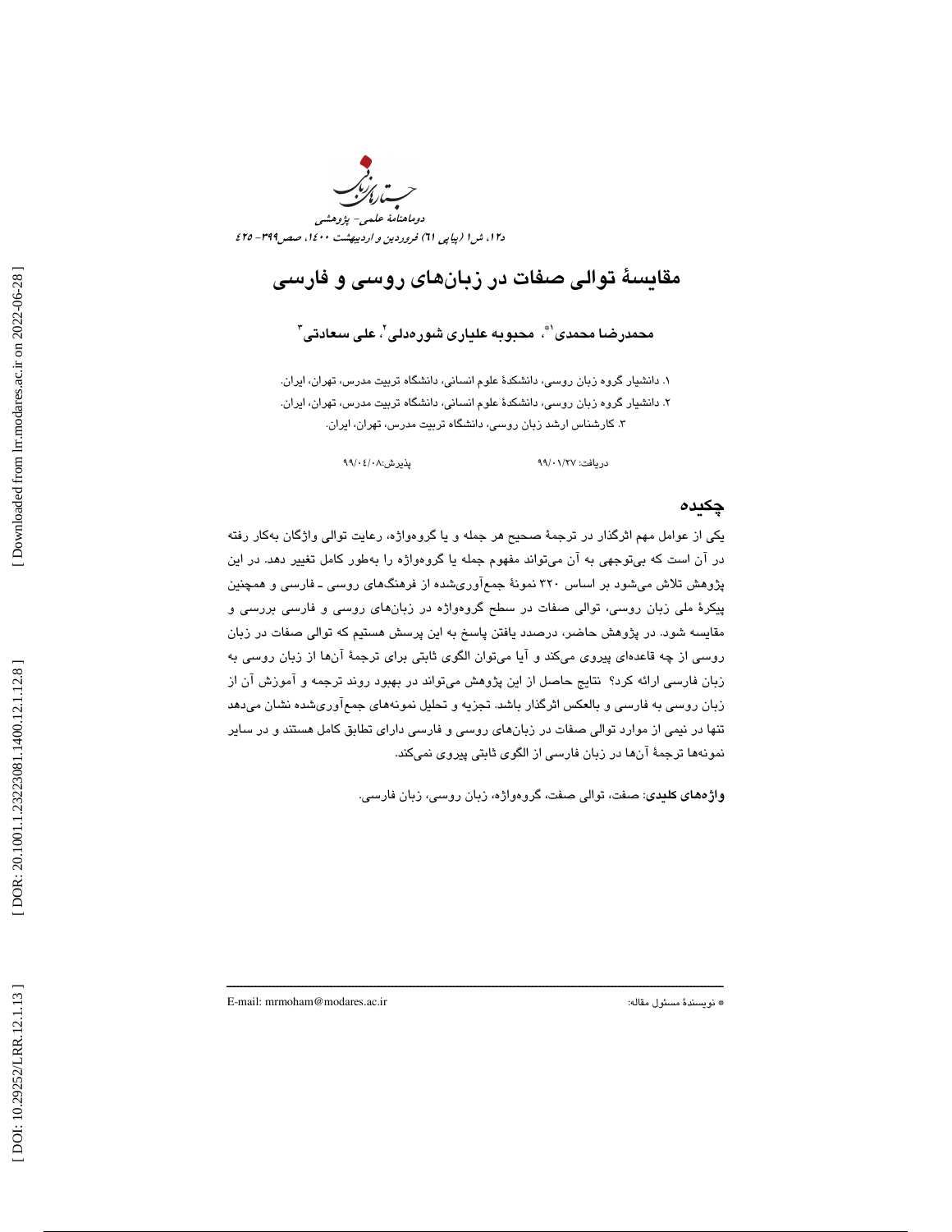# مقایسهٔ توالی صفات در زبان‌های روسی و فارسی

**محمدرضا محمدی[1*]، محبوبه علیاری شوره‌دلی[2]، علی سعادتی[3]**

۱. دانشیار گروه زبان روسی، دانشکدهٔ علوم انسانی، دانشگاه تربیت مدرس، تهران، ایران.

۲. دانشیار گروه زبان روسی، دانشکدهٔ علوم انسانی، دانشگاه تربیت مدرس، تهران، ایران.

۳. کارشناس ارشد زبان روسی، دانشگاه تربیت مدرس، تهران، ایران.

دریافت: ۹۹/۰۱/۲۷ پذیرش: ۹۹/۰۴/۰۸

## چکیده

یکی از عوامل مهم اثرگذار در ترجمهٔ صحیح هر جمله و یا گروه‌واژه، رعایت توالی واژگان به‌کار رفته در آن است که بی‌توجهی به آن می‌تواند مفهوم جمله یا گروه‌واژه را به‌طور کامل تغییر دهد. در این پژوهش تلاش می‌شود بر اساس ۳۲۰ نمونهٔ جمع‌آوری‌شده از فرهنگ‌های روسی ـ فارسی و همچنین پیکرهٔ ملی زبان روسی، توالی صفات در سطح گروه‌واژه در زبان‌های روسی و فارسی بررسی و مقایسه شود. در پژوهش حاضر، درصدد یافتن پاسخ به این پرسش هستیم که توالی صفات در زبان روسی از چه قاعده‌ای پیروی می‌کند و آیا می‌توان الگوی ثابتی برای ترجمهٔ آن‌ها از زبان روسی به زبان فارسی ارائه کرد؟ نتایج حاصل از این پژوهش می‌تواند در بهبود روند ترجمه و آموزش آن از زبان روسی به فارسی و بالعکس اثرگذار باشد. تجزیه و تحلیل نمونه‌های جمع‌آوری‌شده نشان می‌دهد تنها در نیمی از موارد توالی صفات در زبان‌های روسی و فارسی دارای تطابق کامل هستند و در سایر نمونه‌ها ترجمهٔ آن‌ها در زبان فارسی از الگوی ثابتی پیروی نمی‌کند.

**واژه‌های کلیدی**: صفت، توالی صفت، گروه‌واژه، زبان روسی، زبان فارسی.

---

* نویسندهٔ مسئول مقاله: E-mail: mrmoham@modares.ac.ir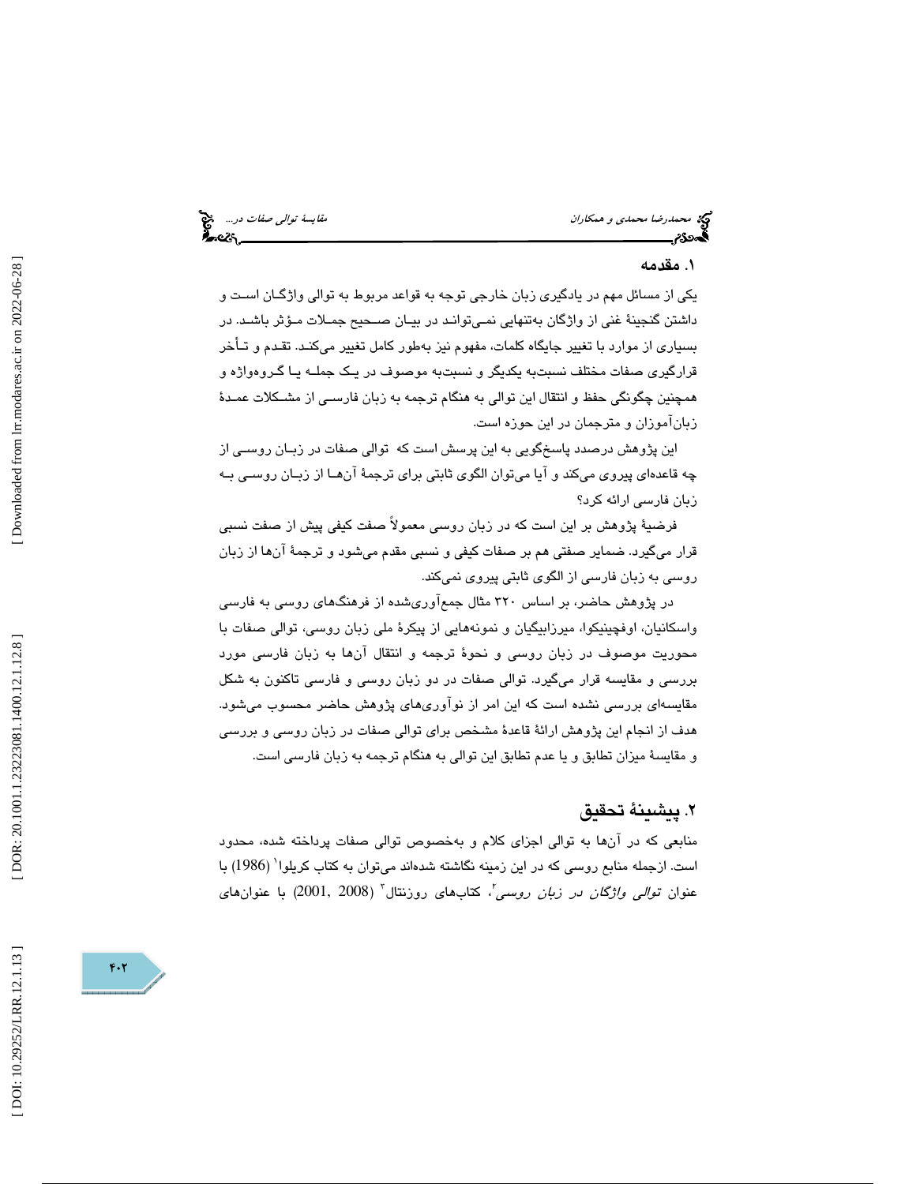## ۱. مقدمه

یکی از مسائل مهم در یادگیری زبان خارجی توجه به قواعد مربوط به توالی واژگان است و داشتن گنجینهٔ غنی از واژگان به‌تنهایی نمی‌تواند در بیان صحیح جملات مؤثر باشد. در بسیاری از موارد با تغییر جایگاه کلمات، مفهوم نیز به‌طور کامل تغییر می‌کند. تقدم و تأخر قرارگیری صفات مختلف نسبت‌به یکدیگر و نسبت‌به موصوف در یک جمله یا گروه‌واژه و همچنین چگونگی حفظ و انتقال این توالی به هنگام ترجمه به زبان فارسی از مشکلات عمدهٔ زبان‌آموزان و مترجمان در این حوزه است.

این پژوهش درصدد پاسخ‌گویی به این پرسش است که توالی صفات در زبان روسی از چه قاعده‌ای پیروی می‌کند و آیا می‌توان الگوی ثابتی برای ترجمهٔ آن‌ها از زبان روسی به زبان فارسی ارائه کرد؟

فرضیهٔ پژوهش بر این است که در زبان روسی معمولاً صفت کیفی پیش از صفت نسبی قرار می‌گیرد. ضمایر صفتی هم بر صفات کیفی و نسبی مقدم می‌شود و ترجمهٔ آن‌ها از زبان روسی به زبان فارسی از الگوی ثابتی پیروی نمی‌کند.

در پژوهش حاضر، بر اساس ۳۲۰ مثال جمع‌آوری‌شده از فرهنگ‌های روسی به فارسی واسکانیان، اوفچینیکوا، میرزابیگیان و نمونه‌هایی از پیکرهٔ ملی زبان روسی، توالی صفات با محوریت موصوف در زبان روسی و نحوهٔ ترجمه و انتقال آن‌ها به زبان فارسی مورد بررسی و مقایسه قرار می‌گیرد. توالی صفات در دو زبان روسی و فارسی تاکنون به شکل مقایسه‌ای بررسی نشده است که این امر از نوآوری‌های پژوهش حاضر محسوب می‌شود. هدف از انجام این پژوهش ارائهٔ قاعدهٔ مشخص برای توالی صفات در زبان روسی و بررسی و مقایسهٔ میزان تطابق و یا عدم تطابق این توالی به هنگام ترجمه به زبان فارسی است.

## ۲. پیشینهٔ تحقیق

منابعی که در آن‌ها به توالی اجزای کلام و به‌خصوص توالی صفات پرداخته شده، محدود است. ازجمله منابع روسی که در این زمینه نگاشته شده‌اند می‌توان به کتاب کریلوا[1] (1986) با عنوان *توالی واژگان در زبان روسی*[2]، کتاب‌های روزنتال[3] (2008 ,2001) با عنوان‌های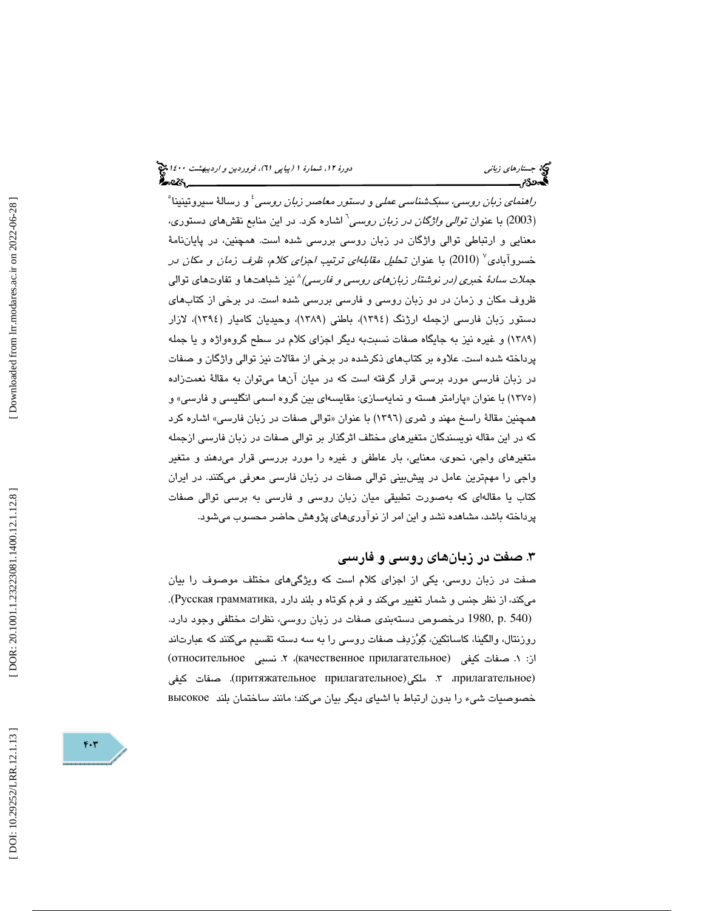*راهنمای زبان روسی، سبک‌شناسی عملی و دستور معاصر زبان روسی*[4] و رسالهٔ سیروتینینا[5] (2003) با عنوان *توالی واژگان در زبان روسی*[6] اشاره کرد. در این منابع نقش‌های دستوری، معنایی و ارتباطی توالی واژگان در زبان روسی بررسی شده است. همچنین، در پایان‌نامهٔ خسروآبادی[7] (2010) با عنوان *تحلیل مقابله‌ای ترتیب اجزای کلام، ظرف زمان و مکان در جملات سادهٔ خبری (در نوشتار زبان‌های روسی و فارسی)*[8] نیز شباهت‌ها و تفاوت‌های توالی ظروف مکان و زمان در دو زبان روسی و فارسی بررسی شده است. در برخی از کتاب‌های دستور زبان فارسی ازجمله ارژنگ (١٣٩٤)، باطنی (١٣٨٩)، وحیدیان کامیار (١٣٩٤)، لازار (١٣٨٩) و غیره نیز به جایگاه صفات نسبت‌به دیگر اجزای کلام در سطح گروه‌واژه و یا جمله پرداخته شده است. علاوه بر کتاب‌های ذکرشده در برخی از مقالات نیز توالی واژگان و صفات در زبان فارسی مورد بررسی قرار گرفته است که در میان آن‌ها می‌توان به مقالهٔ نعمت‌زاده (١٣٧٥) با عنوان «پارامتر هسته و نمایه‌سازی: مقایسه‌ای بین گروه اسمی انگلیسی و فارسی» و همچنین مقالهٔ راسخ مهند و ثمری (١٣٩٦) با عنوان «توالی صفات در زبان فارسی» اشاره کرد که در این مقاله نویسندگان متغیرهای مختلف اثرگذار بر توالی صفات در زبان فارسی ازجمله متغیرهای واجی، نحوی، معنایی، بار عاطفی و غیره را مورد بررسی قرار می‌دهند و متغیر واجی را مهم‌ترین عامل در پیش‌بینی توالی صفات در زبان فارسی معرفی می‌کنند. در ایران کتاب یا مقاله‌ای که به‌صورت تطبیقی میان زبان روسی و فارسی به بررسی توالی صفات پرداخته باشد، مشاهده نشد و این امر از نوآوری‌های پژوهش حاضر محسوب می‌شود.

## ٣. صفت در زبان‌های روسی و فارسی

صفت در زبان روسی، یکی از اجزای کلام است که ویژگی‌های مختلف موصوف را بیان می‌کند، از نظر جنس و شمار تغییر می‌کند و فرم کوتاه و بلند دارد (Русская грамматика, 1980, p. 540). درخصوص دسته‌بندی صفات در زبان روسی، نظرات مختلفی وجود دارد. روزنتال، والگینا، کاساتکین، گُوُزدِف صفات روسی را به سه دسته تقسیم می‌کنند که عبارت‌اند از: ١. صفات کیفی (качественное прилагательное)، ٢. نسبی (относительное прилагательное)، ٣. ملکی(притяжательное прилагательное). صفات کیفی خصوصیات شیء را بدون ارتباط با اشیای دیگر بیان می‌کند؛ مانند ساختمان بلند высокое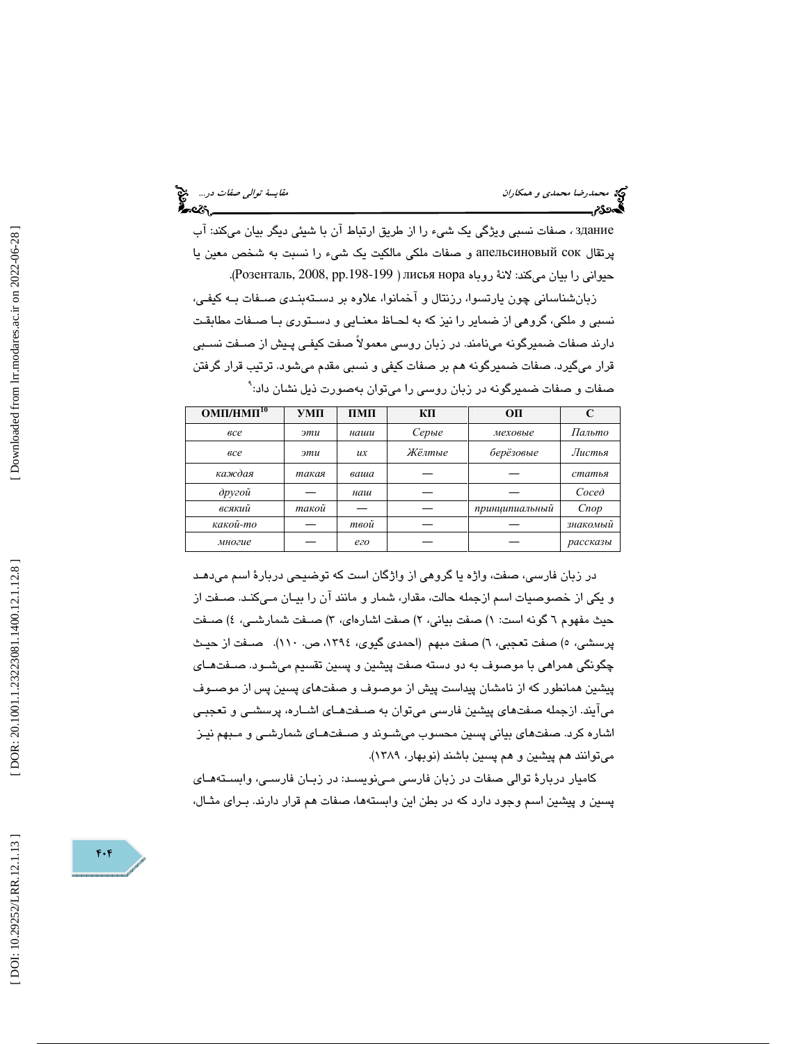здание، صفات نسبی ویژگی یک شیء را از طریق ارتباط آن با شیئی دیگر بیان می‌کند: آب پرتقال апельсиновый сок و صفات ملکی مالکیت یک شیء را نسبت به شخص معین یا حیوانی را بیان می‌کند: لانهٔ روباه лисья нора ( Розенталь, 2008, pp.198-199).

زبان‌شناسانی چون یارتسوا، رزنتال و آخمانوا، علاوه بر دسته‌بندی صفات به کیفی، نسبی و ملکی، گروهی از ضمایر را نیز که به لحاظ معنایی و دستوری با صفات مطابقت دارند صفات ضمیرگونه می‌نامند. در زبان روسی معمولاً صفت کیفی پیش از صفت نسبی قرار می‌گیرد. صفات ضمیرگونه هم بر صفات کیفی و نسبی مقدم می‌شود. ترتیب قرار گرفتن صفات و صفات ضمیرگونه در زبان روسی را می‌توان به‌صورت ذیل نشان داد:[9]

| ОМП/НМП[10] | УМП | ПМП | КП | ОП | С |
|---|---|---|---|---|---|
| *все* | *эти* | *наши* | *Серые* | *меховые* | *Пальто* |
| *все* | *эти* | *их* | *Жёлтые* | *берёзовые* | *Листья* |
| *каждая* | *такая* | *ваша* | — | — | *статья* |
| *другой* | — | *наш* | — | — | *Сосед* |
| *всякий* | *такой* | — | — | *принципиальный* | *Спор* |
| *какой-то* | — | *твой* | — | — | *знакомый* |
| *многие* | — | *его* | — | — | *рассказы* |

در زبان فارسی، صفت، واژه یا گروهی از واژگان است که توضیحی دربارهٔ اسم می‌دهد و یکی از خصوصیات اسم ازجمله حالت، مقدار، شمار و مانند آن را بیان می‌کند. صفت از حیث مفهوم ٦ گونه است: ١) صفت بیانی، ٢) صفت اشاره‌ای، ٣) صفت شمارشی، ٤) صفت پرسشی، ٥) صفت تعجبی، ٦) صفت مبهم (احمدی گیوی، ١٣٩٤، ص. ١١٠). صفت از حیث چگونگی همراهی با موصوف به دو دسته صفت پیشین و پسین تقسیم می‌شود. صفت‌های پیشین همانطور که از نامشان پیداست پیش از موصوف و صفت‌های پسین پس از موصوف می‌آیند. ازجمله صفت‌های پیشین فارسی می‌توان به صفت‌های اشاره، پرسشی و تعجبی اشاره کرد. صفت‌های بیانی پسین محسوب می‌شوند و صفت‌های شمارشی و مبهم نیز می‌توانند هم پیشین و هم پسین باشند (نوبهار، ١٣٨٩).

کامیار دربارهٔ توالی صفات در زبان فارسی می‌نویسد: در زبان فارسی، وابسته‌های پسین و پیشین اسم وجود دارد که در بطن این وابسته‌ها، صفات هم قرار دارند. برای مثال،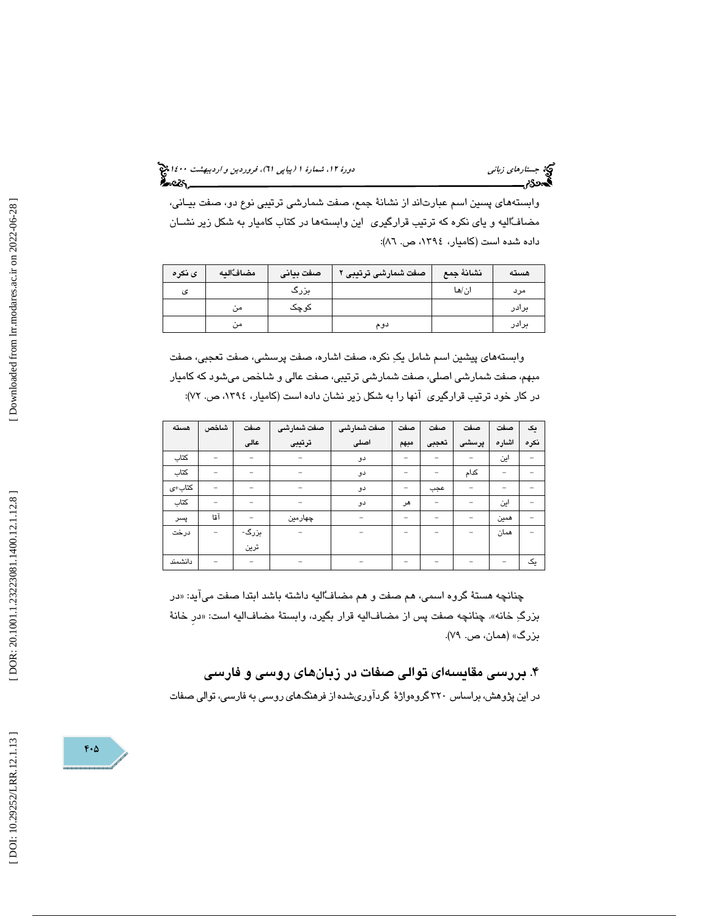وابسته‌های پسین اسم عبارت‌اند از نشانهٔ جمع، صفت شمارشی ترتیبی نوع دو، صفت بیانی، مضاف‌ٌالیه و یای نکره که ترتیب قرارگیری این وابسته‌ها در کتاب کامیار به شکل زیر نشان داده شده است (کامیار، ۱۳۹٤، ص. ۸٦):

| هسته | نشانهٔ جمع | صفت شمارشی ترتیبی ۲ | صفت بیانی | مضاف‌ٌالیه | ی نکره |
|---|---|---|---|---|---|
| مرد | ان/ها | | بزرگ | | ی |
| برادر | | | کوچک | من | |
| برادر | | دوم | | من | |

وابسته‌های پیشین اسم شامل یکِ نکره، صفت اشاره، صفت پرسشی، صفت تعجبی، صفت مبهم، صفت شمارشی اصلی، صفت شمارشی ترتیبی، صفت عالی و شاخص می‌شود که کامیار در کار خود ترتیب قرارگیری آنها را به شکل زیر نشان داده است (کامیار، ۱۳۹٤، ص. ۷۲):

| هسته | شاخص | صفت عالی | صفت شمارشی ترتیبی | صفت شمارشی اصلی | صفت مبهم | صفت تعجبی | صفت پرسشی | صفت اشاره | یک نکره |
|---|---|---|---|---|---|---|---|---|---|
| کتاب | – | – | – | دو | – | – | – | این | – |
| کتاب | – | – | – | دو | – | – | کدام | – | – |
| کتاب+ی | – | – | – | دو | – | عجب | – | – | – |
| کتاب | – | – | – | دو | هر | – | – | این | – |
| پسر | آقا | – | چهارمین | – | – | – | – | همین | – |
| درخت | – | بزرگ-ترین | – | – | – | – | – | همان | – |
| دانشمند | – | – | – | – | – | – | – | – | یک |

چنانچه هستهٔ گروه اسمی، هم صفت و هم مضاف‌ٌالیه داشته باشد ابتدا صفت می‌آید: «درِ بزرگِ خانه». چنانچه صفت پس از مضاف‌الیه قرار بگیرد، وابستهٔ مضاف‌الیه است: «درِ خانهٔ بزرگ» (همان، ص. ۷۹).

## ۴. بررسی مقایسه‌ای توالی صفات در زبان‌های روسی و فارسی

در این پژوهش، براساس ۳۲۰ گروه‌واژهٔ گردآوری‌شده از فرهنگ‌های روسی به فارسی، توالی صفات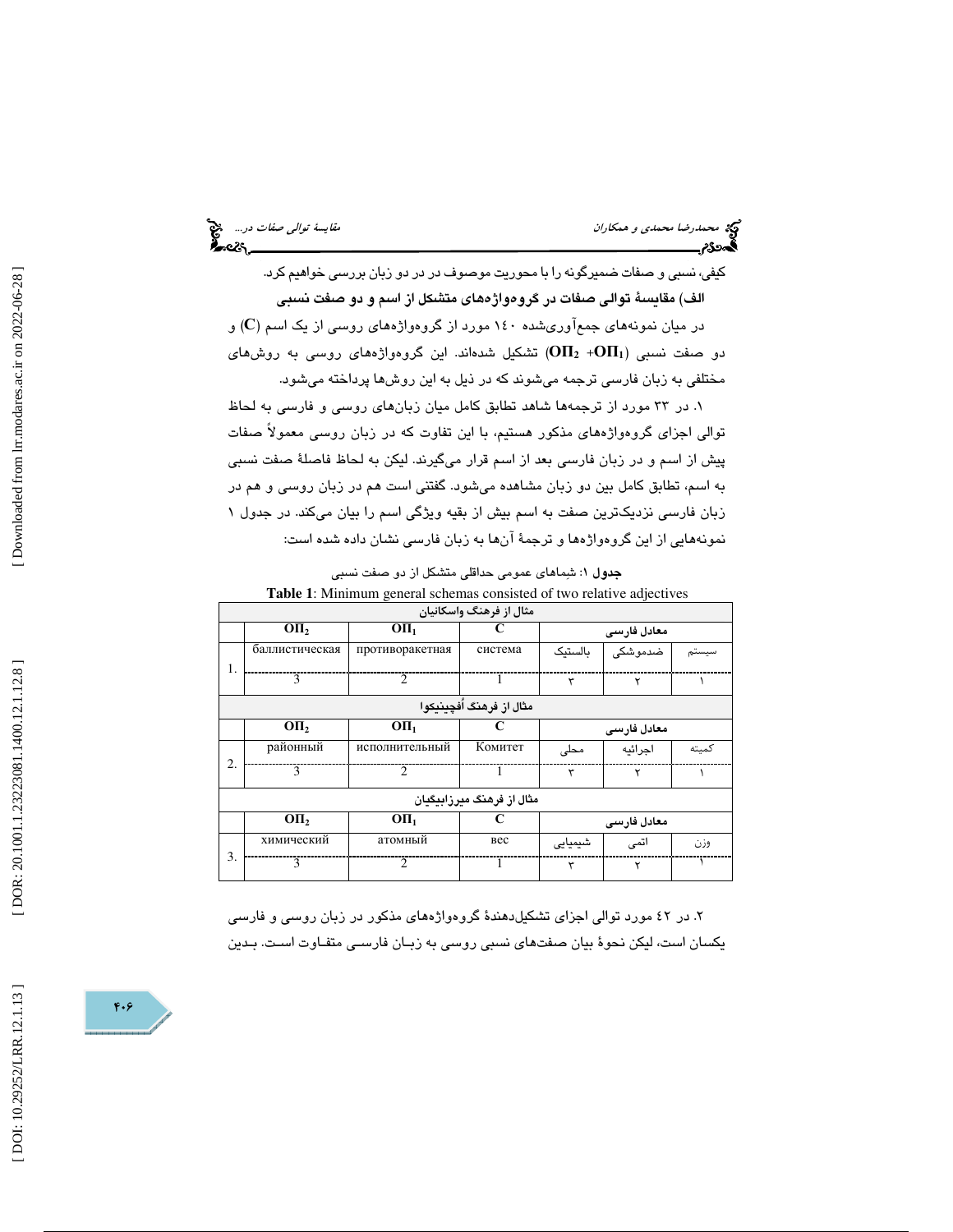کیفی، نسبی و صفات ضمیرگونه را با محوریت موصوف در در دو زبان بررسی خواهیم کرد.

### الف) مقایسهٔ توالی صفات در گروه‌واژه‌های متشکل از اسم و دو صفت نسبی

در میان نمونه‌های جمع‌آوری‌شده ۱۴۰ مورد از گروه‌واژه‌های روسی از یک اسم (**C**) و دو صفت نسبی (**ОП₂ +ОП₁**) تشکیل شده‌اند. این گروه‌واژه‌های روسی به روش‌های مختلفی به زبان فارسی ترجمه می‌شوند که در ذیل به این روش‌ها پرداخته می‌شود.

۱. در ۳۳ مورد از ترجمه‌ها شاهد تطابق کامل میان زبان‌های روسی و فارسی به لحاظ توالی اجزای گروه‌واژه‌های مذکور هستیم، با این تفاوت که در زبان روسی معمولاً صفات پیش از اسم و در زبان فارسی بعد از اسم قرار می‌گیرند. لیکن به لحاظ فاصلهٔ صفت نسبی به اسم، تطابق کامل بین دو زبان مشاهده می‌شود. گفتنی است هم در زبان روسی و هم در زبان فارسی نزدیک‌ترین صفت به اسم بیش از بقیه ویژگی اسم را بیان می‌کند. در جدول ۱ نمونه‌هایی از این گروه‌واژه‌ها و ترجمهٔ آن‌ها به زبان فارسی نشان داده شده است:

**جدول ۱**: شِماهای عمومی حداقلی متشکل از دو صفت نسبی

**Table 1**: Minimum general schemas consisted of two relative adjectives

| | مثال از فرهنگ واسکانیان | | | | | |
|---|---|---|---|---|---|---|
| | $ОП_2$ | $ОП_1$ | C | معادل فارسی | | |
| 1. | баллистическая | противоракетная | система | بالستیک | ضدموشکی | سیستم |
| | 3 | 2 | 1 | ۳ | ۲ | ۱ |
| | مثال از فرهنگ اُفچینیکوا | | | | | |
| | $ОП_2$ | $ОП_1$ | C | معادل فارسی | | |
| 2. | районный | исполнительный | Комитет | محلی | اجرائیه | کمیته |
| | 3 | 2 | 1 | ۳ | ۲ | ۱ |
| | مثال از فرهنگ میرزابیگیان | | | | | |
| | $ОП_2$ | $ОП_1$ | C | معادل فارسی | | |
| 3. | химический | атомный | вес | شیمیایی | اتمی | وزن |
| | 3 | 2 | 1 | ۳ | ۲ | ۱ |

۲. در ۴۲ مورد توالی اجزای تشکیل‌دهندهٔ گروه‌واژه‌های مذکور در زبان روسی و فارسی یکسان است، لیکن نحوهٔ بیان صفت‌های نسبی روسی به زبان فارسی متفاوت است. بدین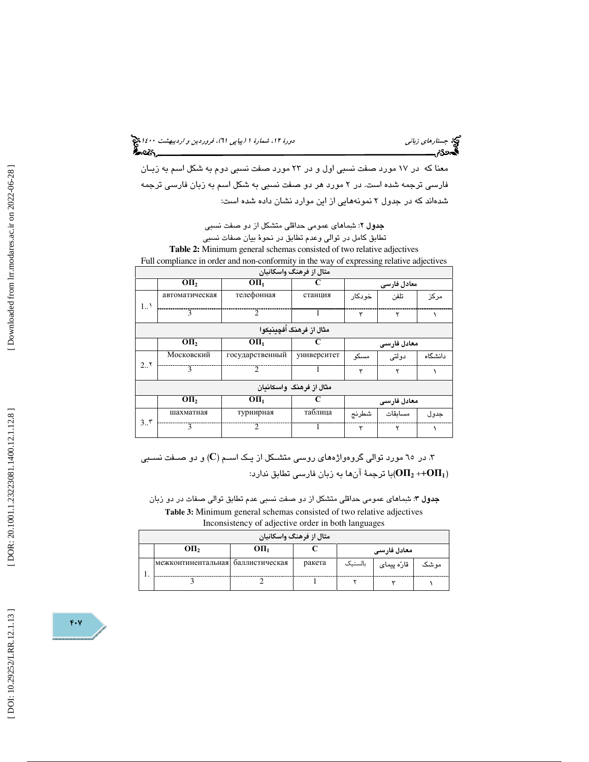معنا که در ۱۷ مورد صفت نسبی اول و در ۲۳ مورد صفت نسبی دوم به شکل اسم به زبان فارسی ترجمه شده است. در ۲ مورد هر دو صفت نسبی به شکل اسم به زبان فارسی ترجمه شده‌اند که در جدول ۲ نمونه‌هایی از این موارد نشان داده شده است:

**جدول ۲**: شِماهای عمومی حداقلی متشکل از دو صفت نسبی

تطابق کامل در توالی وعدم تطابق در نحوهٔ بیان صفات نسبی

**Table 2:** Minimum general schemas consisted of two relative adjectives

Full compliance in order and non-conformity in the way of expressing relative adjectives

| | مثال از فرهنگ واسکانیان | | | | | |
|---|---|---|---|---|---|---|
| | $ОП_2$ | $ОП_1$ | C | معادل فارسی | | |
| 1..۱ | автоматическая | телефонная | станция | خودکار | تلفن | مرکز |
| | 3 | 2 | 1 | ۳ | ۲ | ۱ |
| | مثال از فرهنگ اُفچینیکوا | | | | | |
| | $ОП_2$ | $ОП_1$ | C | معادل فارسی | | |
| 2..۲ | Московский | государственный | университет | مسکو | دولتی | دانشگاه |
| | 3 | 2 | 1 | ۳ | ۲ | ۱ |
| | مثال از فرهنگ واسکانیان | | | | | |
| | $ОП_2$ | $ОП_1$ | C | معادل فارسی | | |
| 3..۳ | шахматная | турнирная | таблица | شطرنج | مسابقات | جدول |
| | 3 | 2 | 1 | ۳ | ۲ | ۱ |

۳. در ۶۵ مورد توالی گروه‌واژه‌های روسی متشکل از یک اسم (C) و دو صفت نسبی ($ОП_2$ ++$ОП_1$)با ترجمهٔ آن‌ها به زبان فارسی تطابق ندارد:

**جدول ۳**: شماهای عمومی حداقلی متشکل از دو صفت نسبی عدم تطابق توالی صفات در دو زبان

**Table 3:** Minimum general schemas consisted of two relative adjectives

Inconsistency of adjective order in both languages

| | مثال از فرهنگ واسکانیان | | | | | |
|---|---|---|---|---|---|---|
| | $ОП_2$ | $ОП_1$ | C | معادل فارسی | | |
| 1. | межконтинентальная | баллистическая | ракета | بالستیک | قارّه پیمای | موشک |
| | 3 | 2 | 1 | ۲ | ۳ | ۱ |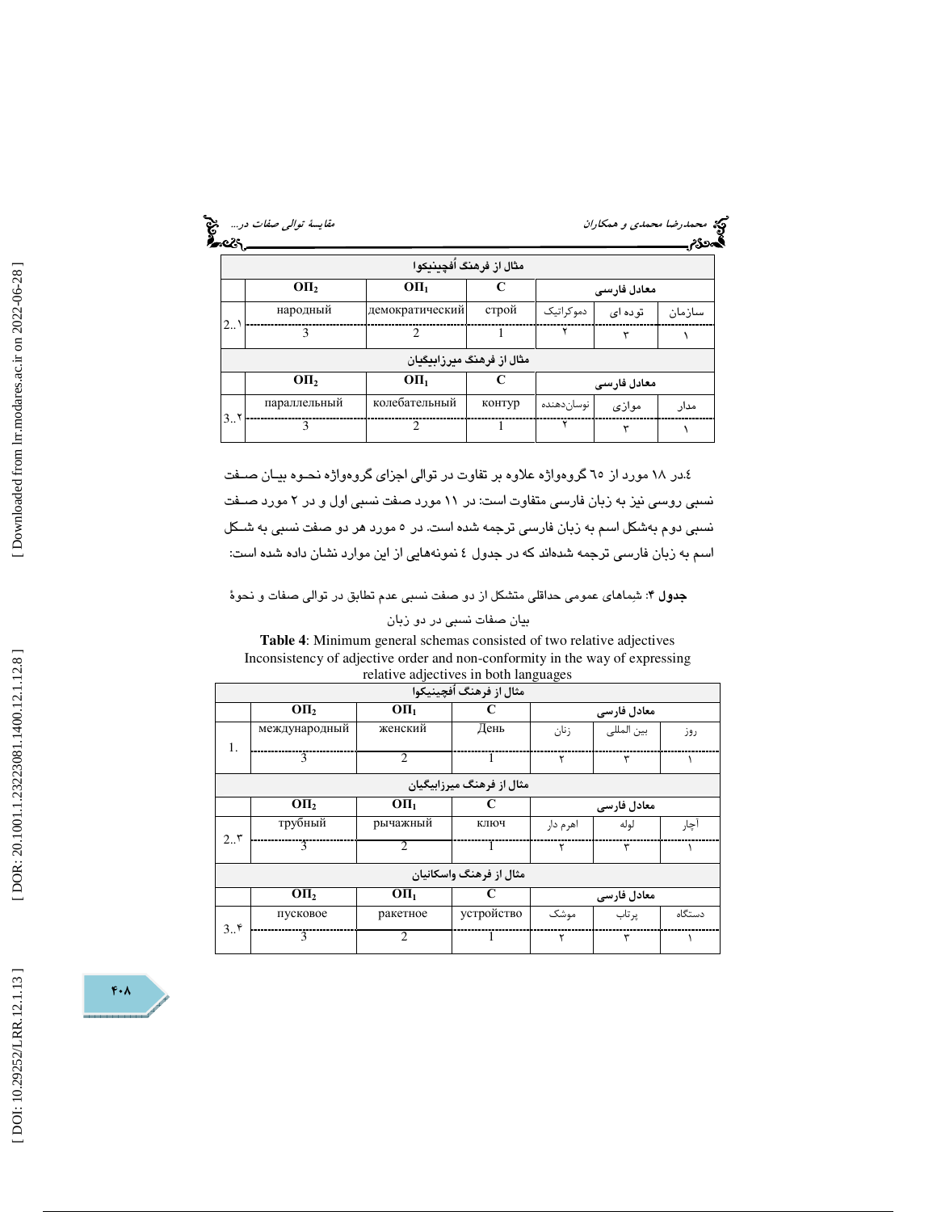| مثال از فرهنگ اُفچینیکوا | | | | | | |
|---|---|---|---|---|---|---|
| | ОП₂ | ОП₁ | C | معادل فارسی | | |
| 2..۱ | народный | демократический | строй | دموکراتیک | توده ای | سازمان |
| | 3 | 2 | 1 | ۲ | ۳ | ۱ |
| مثال از فرهنگ میرزابیگیان | | | | | | |
| | ОП₂ | ОП₁ | C | معادل فارسی | | |
| 3..۲ | параллельный | колебательный | контур | نوسان‌دهنده | موازی | مدار |
| | 3 | 2 | 1 | ۲ | ۳ | ۱ |

٤.در ۱۸ مورد از ٦٥ گروه‌واژه علاوه بر تفاوت در توالی اجزای گروه‌واژه نحوه بیان صفت نسبی روسی نیز به زبان فارسی متفاوت است: در ۱۱ مورد صفت نسبی اول و در ۲ مورد صفت نسبی دوم به‌شکل اسم به زبان فارسی ترجمه شده است. در ٥ مورد هر دو صفت نسبی به شکل اسم به زبان فارسی ترجمه شده‌اند که در جدول ٤ نمونه‌هایی از این موارد نشان داده شده است:

**جدول ۴**: شِماهای عمومی حداقلی متشکل از دو صفت نسبی عدم تطابق در توالی صفات و نحوهٔ بیان صفات نسبی در دو زبان

**Table 4**: Minimum general schemas consisted of two relative adjectives Inconsistency of adjective order and non-conformity in the way of expressing relative adjectives in both languages

| مثال از فرهنگ اُفچینیکوا | | | | | | |
|---|---|---|---|---|---|---|
| | ОП₂ | ОП₁ | C | معادل فارسی | | |
| 1. | международный | женский | День | زنان | بین المللی | روز |
| | 3 | 2 | 1 | ۲ | ۳ | ۱ |
| مثال از فرهنگ میرزابیگیان | | | | | | |
| | ОП₂ | ОП₁ | C | معادل فارسی | | |
| 2..۳ | трубный | рычажный | ключ | اهرم دار | لوله | آچار |
| | 3 | 2 | 1 | ۲ | ۳ | ۱ |
| مثال از فرهنگ واسکانیان | | | | | | |
| | ОП₂ | ОП₁ | C | معادل فارسی | | |
| 3..۴ | пусковое | ракетное | устройство | موشک | پرتاب | دستگاه |
| | 3 | 2 | 1 | ۲ | ۳ | ۱ |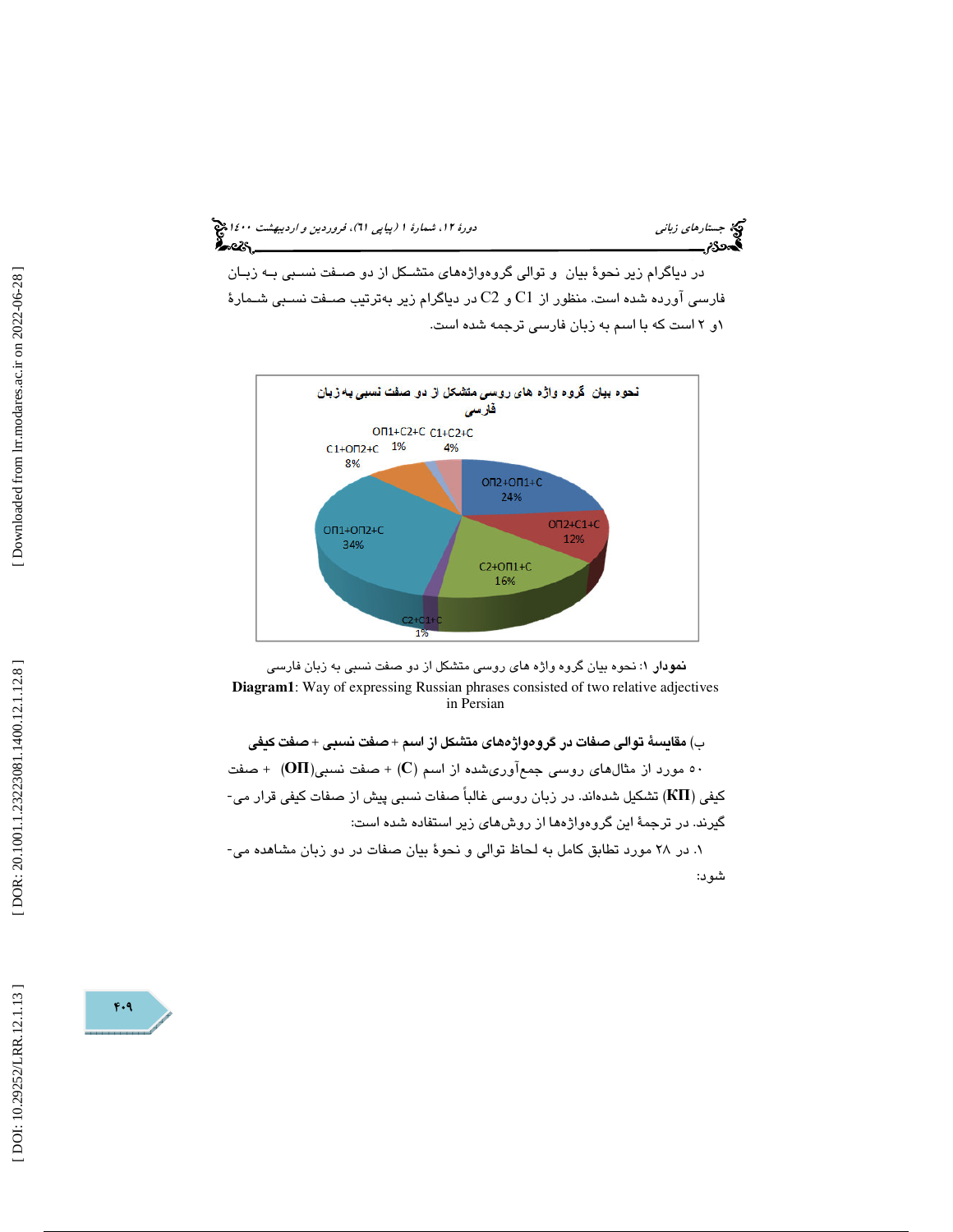در دیاگرام زیر نحوهٔ بیان و توالی گروه‌واژه‌های متشکل از دو صفت نسبی به زبان فارسی آورده شده است. منظور از C1 و C2 در دیاگرام زیر به‌ترتیب صفت نسبی شمارهٔ ۱و ۲ است که با اسم به زبان فارسی ترجمه شده است.

نحوه بیان گروه واژه های روسی متشکل از دو صفت نسبی به زبان فارسی

| Category | Percentage |
|---|---|
| ОП2+ОП1+C | 24% |
| ОП2+C1+C | 12% |
| C2+ОП1+C | 16% |
| C2+C1+C | 1% |
| ОП1+ОП2+C | 34% |
| C1+ОП2+C | 8% |
| ОП1+C2+C | 1% |
| C1+C2+C | 4% |

**نمودار ۱**: نحوه بیان گروه واژه های روسی متشکل از دو صفت نسبی به زبان فارسی

**Diagram1**: Way of expressing Russian phrases consisted of two relative adjectives in Persian

**ب) مقایسهٔ توالی صفات در گروه‌واژه‌های متشکل از اسم + صفت نسبی + صفت کیفی**

۵۰ مورد از مثال‌های روسی جمع‌آوری‌شده از اسم (**C**) + صفت نسبی(**ОП**) + صفت کیفی (**КП**) تشکیل شده‌اند. در زبان روسی غالباً صفات نسبی پیش از صفات کیفی قرار می‌گیرند. در ترجمهٔ این گروه‌واژه‌ها از روش‌های زیر استفاده شده است:

۱. در ۲۸ مورد تطابق کامل به لحاظ توالی و نحوهٔ بیان صفات در دو زبان مشاهده می‌شود: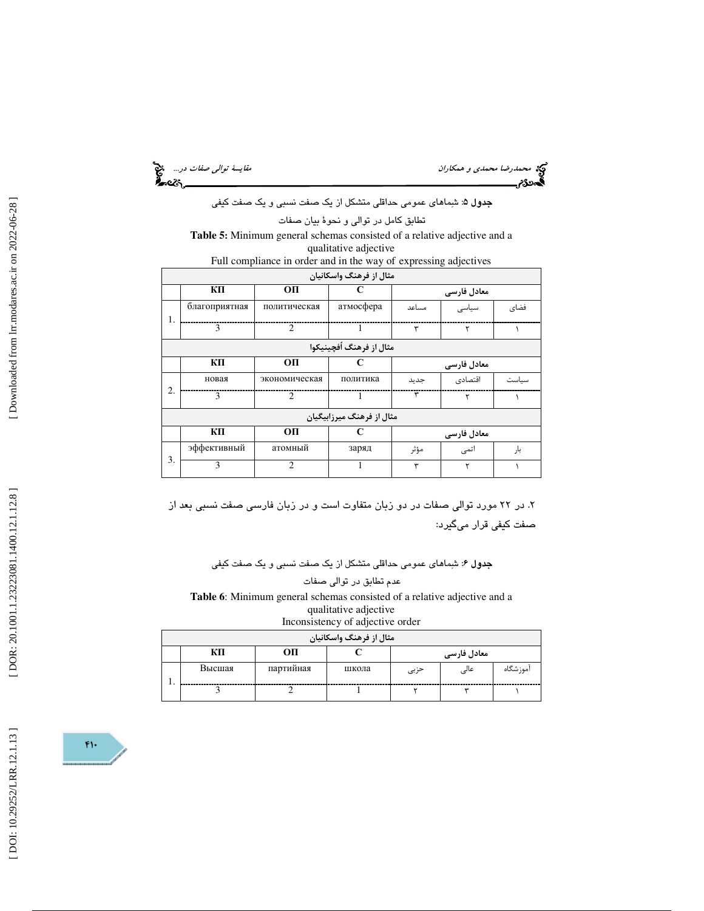**جدول ۵:** شِماهای عمومی حداقلی متشکل از یک صفت نسبی و یک صفت کیفی

تطابق کامل در توالی و نحوهٔ بیان صفات

**Table 5:** Minimum general schemas consisted of a relative adjective and a qualitative adjective

Full compliance in order and in the way of expressing adjectives

| | مثال از فرهنگ واسکانیان | | | | | |
|---|---|---|---|---|---|---|
| | КП | ОП | С | معادل فارسی | | |
| 1. | благоприятная | политическая | атмосфера | مساعد | سیاسی | فضای |
| | 3 | 2 | 1 | ۳ | ۲ | ۱ |
| | مثال از فرهنگ اُفچینیکوا | | | | | |
| | КП | ОП | С | معادل فارسی | | |
| 2. | новая | экономическая | политика | جدید | اقتصادی | سیاست |
| | 3 | 2 | 1 | ۳ | ۲ | ۱ |
| | مثال از فرهنگ میرزابیگیان | | | | | |
| | КП | ОП | С | معادل فارسی | | |
| 3. | эффективный | атомный | заряд | مؤثر | اتمی | بار |
| | 3 | 2 | 1 | ۳ | ۲ | ۱ |

۲. در ۲۲ مورد توالی صفات در دو زبان متفاوت است و در زبان فارسی صفت نسبی بعد از صفت کیفی قرار می‌گیرد:

**جدول ۶:** شِماهای عمومی حداقلی متشکل از یک صفت نسبی و یک صفت کیفی

عدم تطابق در توالی صفات

**Table 6**: Minimum general schemas consisted of a relative adjective and a qualitative adjective

Inconsistency of adjective order

| | مثال از فرهنگ واسکانیان | | | | | |
|---|---|---|---|---|---|---|
| | КП | ОП | С | معادل فارسی | | |
| 1. | Высшая | партийная | школа | حزبی | عالی | آموزشگاه |
| | 3 | 2 | 1 | ۲ | ۳ | ۱ |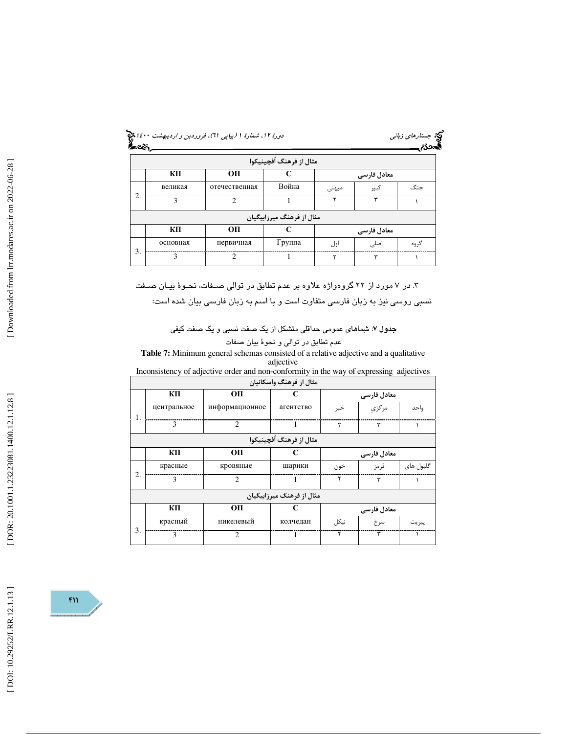| | КП | ОП | С | معادل فارسی | | |
|---|---|---|---|---|---|---|
| | | | | **مثال از فرهنگ اُفچینیکوا** | | |
| 2. | великая | отечественная | Война | میهنی | کبیر | جنگ |
| | 3 | 2 | 1 | ۲ | ۳ | ۱ |
| | | | | **مثال از فرهنگ میرزابیگیان** | | |
| | КП | ОП | С | معادل فارسی | | |
| 3. | основная | первичная | Группа | اول | اصلی | گروه |
| | 3 | 2 | 1 | ۲ | ۳ | ۱ |

۳. در ۷ مورد از ۲۲ گروه‌واژه علاوه بر عدم تطابق در توالی صـفات، نحـوهٔ بیـان صـفت نسبی روسی نیز به زبان فارسی متفاوت است و با اسم به زبان فارسی بیان شده است:

**جدول ۷**: شِماهای عمومی حداقلی متشکل از یک صفت نسبی و یک صفت کیفی

عدم تطابق در توالی و نحوهٔ بیان صفات

**Table 7:** Minimum general schemas consisted of a relative adjective and a qualitative adjective

Inconsistency of adjective order and non-conformity in the way of expressing adjectives

| | КП | ОП | С | معادل فارسی | | |
|---|---|---|---|---|---|---|
| | | | | **مثال از فرهنگ واسکانیان** | | |
| 1. | центральное | информационное | агентство | خبر | مرکزیِ | واحد |
| | 3 | 2 | 1 | ۲ | ۳ | ۱ |
| | | | | **مثال از فرهنگ اُفچینیکوا** | | |
| | КП | ОП | С | معادل فارسی | | |
| 2. | красные | кровяные | шарики | خون | قرمز | گلبول های |
| | 3 | 2 | 1 | ۲ | ۳ | ۱ |
| | | | | **مثال از فرهنگ میرزابیگیان** | | |
| | КП | ОП | С | معادل فارسی | | |
| 3. | красный | никелевый | колчедан | نیکل | سرخ | پیریت |
| | 3 | 2 | 1 | ۲ | ۳ | ۱ |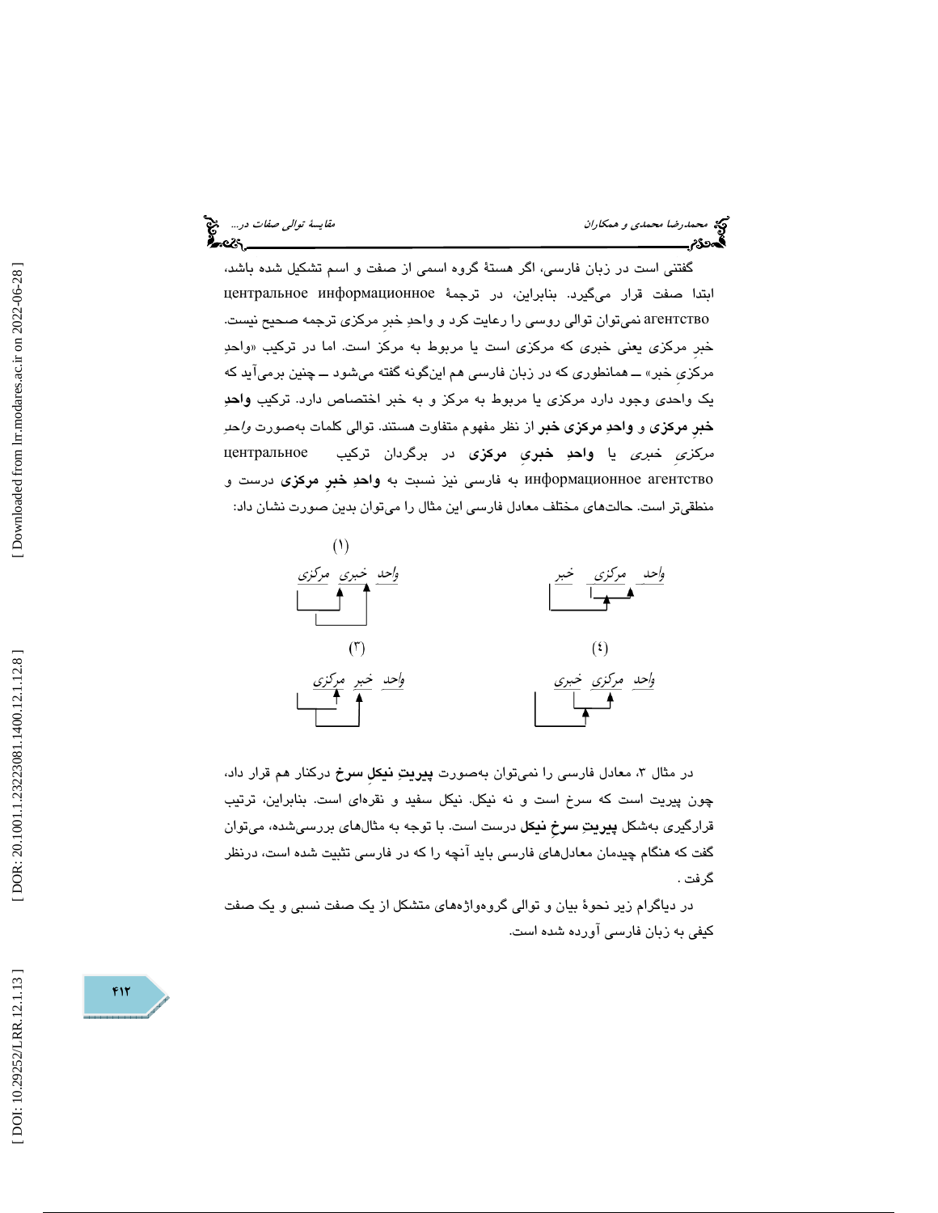گفتنی است در زبان فارسی، اگر هستهٔ گروه اسمی از صفت و اسم تشکیل شده باشد، ابتدا صفت قرار می‌گیرد. بنابراین، در ترجمهٔ центральное информационное агентство نمی‌توان توالی روسی را رعایت کرد و واحدِ خبرِ مرکزی ترجمه صحیح نیست. خبرِ مرکزی یعنی خبری که مرکزی است یا مربوط به مرکز است. اما در ترکیب «واحدِ مرکزیِ خبر» ــ همانطوری که در زبان فارسی هم این‌گونه گفته می‌شود ــ چنین برمی‌آید که یک واحدی وجود دارد مرکزی یا مربوط به مرکز و به خبر اختصاص دارد. ترکیب **واحدِ خبرِ مرکزی** و **واحدِ مرکزی خبر** از نظر مفهوم متفاوت هستند. توالی کلمات به‌صورت *واحدِ مرکزیِ خبری* یا **واحدِ خبریِ مرکزی** در برگردان ترکیب центральное информационное агентство به فارسی نیز نسبت به **واحدِ خبرِ مرکزی** درست و منطقی‌تر است. حالت‌های مختلف معادل فارسی این مثال را می‌توان بدین صورت نشان داد:

(۱) *واحد مرکزی خبر*

(۲) *واحد خبری مرکزی*

(۳) *واحد خبر مرکزی*

(٤) *واحد مرکزی خبری*

در مثال ۳، معادل فارسی را نمی‌توان به‌صورت **پیریتِ نیکلِ سرخ** درکنار هم قرار داد، چون پیریت است که سرخ است و نه نیکل. نیکل سفید و نقره‌ای است. بنابراین، ترتیب قرارگیری به‌شکل **پیریتِ سرخِ نیکل** درست است. با توجه به مثال‌های بررسی‌شده، می‌توان گفت که هنگام چیدمان معادل‌های فارسی باید آنچه را که در فارسی تثبیت شده است، درنظر گرفت .

در دیاگرام زیر نحوهٔ بیان و توالی گروه‌واژه‌های متشکل از یک صفت نسبی و یک صفت کیفی به زبان فارسی آورده شده است.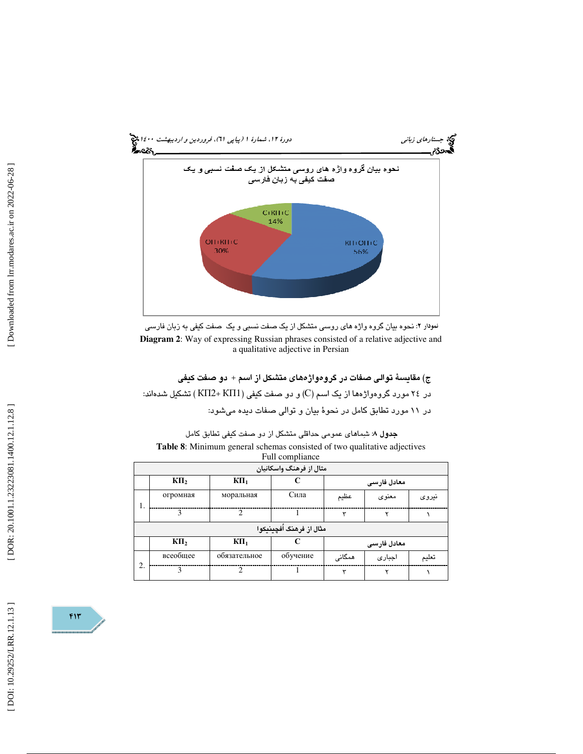نحوه بیان گروه واژه های روسی متشکل از یک صفت نسبی و یک صفت کیفی به زبان فارسی

КП+ОП+С 56%
ОП+КП+С 30%
С+КП+С 14%

نمودار ۲: نحوه بیان گروه واژه های روسی متشکل از یک صفت نسبی و یک صفت کیفی به زبان فارسی

**Diagram 2**: Way of expressing Russian phrases consisted of a relative adjective and a qualitative adjective in Persian

### ج) مقایسهٔ توالی صفات در گروه‌واژه‌های متشکل از اسم + دو صفت کیفی

در ۲٤ مورد گروه‌واژه‌ها از یک اسم (C) و دو صفت کیفی (КП1+ КП2 ) تشکیل شده‌اند:

در ۱۱ مورد تطابق کامل در نحوهٔ بیان و توالی صفات دیده می‌شود:

**جدول ۸**: شِماهای عمومی حداقلی متشکل از دو صفت کیفی تطابق کامل

**Table 8**: Minimum general schemas consisted of two qualitative adjectives Full compliance

| | مثال از فرهنگ واسکانیان | | | | | |
|---|---|---|---|---|---|---|
| | $КП_2$ | $КП_1$ | C | معادل فارسی | | |
| 1. | огромная | моральная | Сила | عظیم | معنوی | نیروی |
| | 3 | 2 | 1 | ۳ | ۲ | ۱ |
| | مثال از فرهنگ اُفچینیکوا | | | | | |
| | $КП_2$ | $КП_1$ | C | معادل فارسی | | |
| 2. | всеобщее | обязательное | обучение | همگانی | اجباری | تعلیم |
| | 3 | 2 | 1 | ۳ | ۲ | ۱ |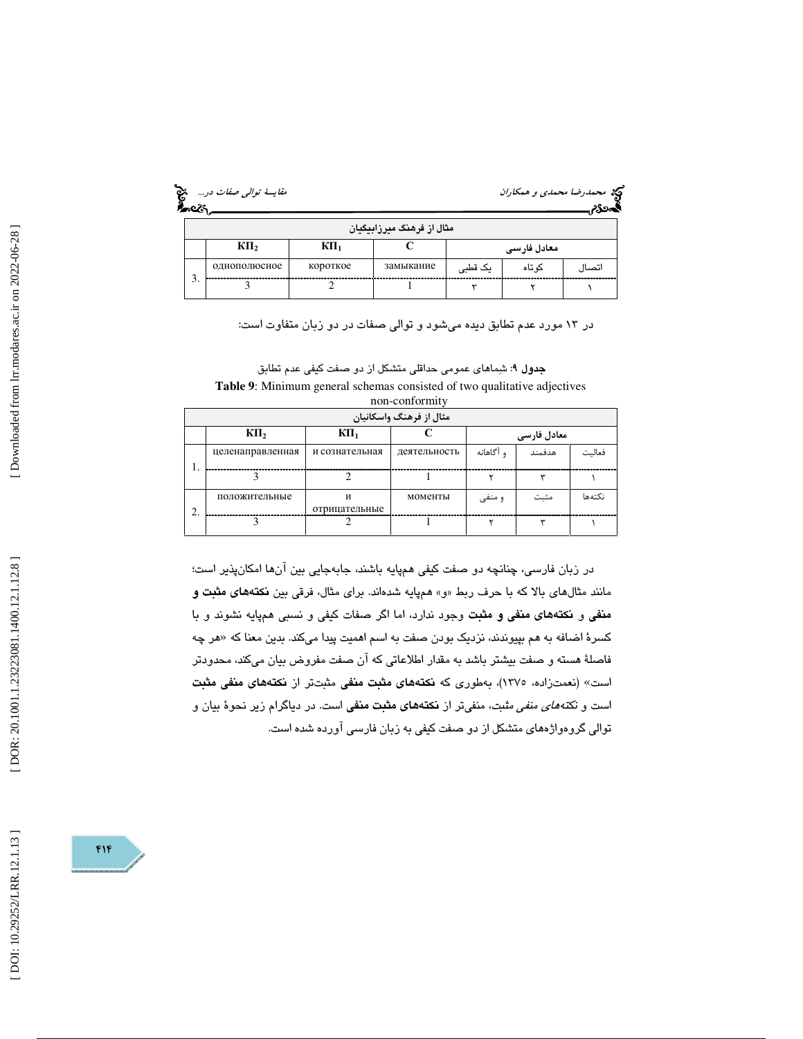| مثال از فرهنگ میرزابیگیان | | | | | | |
|---|---|---|---|---|---|---|
| | $КП_2$ | $КП_1$ | C | معادل فارسی | | |
| 3. | однополюсное | короткое | замыкание | یک قطبی | کوتاه | اتصال |
| | 3 | 2 | 1 | ۳ | ۲ | ۱ |

در ۱۳ مورد عدم تطابق دیده می‌شود و توالی صفات در دو زبان متفاوت است:

**جدول ۹**: شِماهای عمومی حداقلی متشکل از دو صفت کیفی عدم تطابق

**Table 9**: Minimum general schemas consisted of two qualitative adjectives non-conformity

| مثال از فرهنگ واسکانیان | | | | | | |
|---|---|---|---|---|---|---|
| | $КП_2$ | $КП_1$ | C | معادل فارسی | | |
| 1. | целенаправленная | и сознательная | деятельность | و آگاهانه | هدفمند | فعالیت |
| | 3 | 2 | 1 | ۲ | ۳ | ۱ |
| 2. | положительные | и отрицательные | моменты | و منفی | مثبت | نکته‌ها |
| | 3 | 2 | 1 | ۲ | ۳ | ۱ |

در زبان فارسی، چنانچه دو صفت کیفی هم‌پایه باشند، جابه‌جایی بین آن‌ها امکان‌پذیر است؛ مانند مثال‌های بالا که با حرف ربط «و» هم‌پایه شده‌اند. برای مثال، فرقی بین **نکته‌های مثبت و منفی** و **نکته‌های منفی و مثبت** وجود ندارد، اما اگر صفات کیفی و نسبی هم‌پایه نشوند و با کسرهٔ اضافه به هم بپیوندند، نزدیک بودن صفت به اسم اهمیت پیدا می‌کند. بدین معنا که «هر چه فاصلهٔ هسته و صفت بیشتر باشد به مقدار اطلاعاتی که آن صفت مفروض بیان می‌کند، محدودتر است» (نعمت‌زاده، ۱۳۷۵)، به‌طوری که **نکته‌های مثبت منفی** مثبت‌تر از **نکته‌های منفی مثبت** است و *نکته‌های منفی* مثبت، منفی‌تر از **نکته‌های مثبت منفی** است. در دیاگرام زیر نحوهٔ بیان و توالی گروه‌واژه‌های متشکل از دو صفت کیفی به زبان فارسی آورده شده است.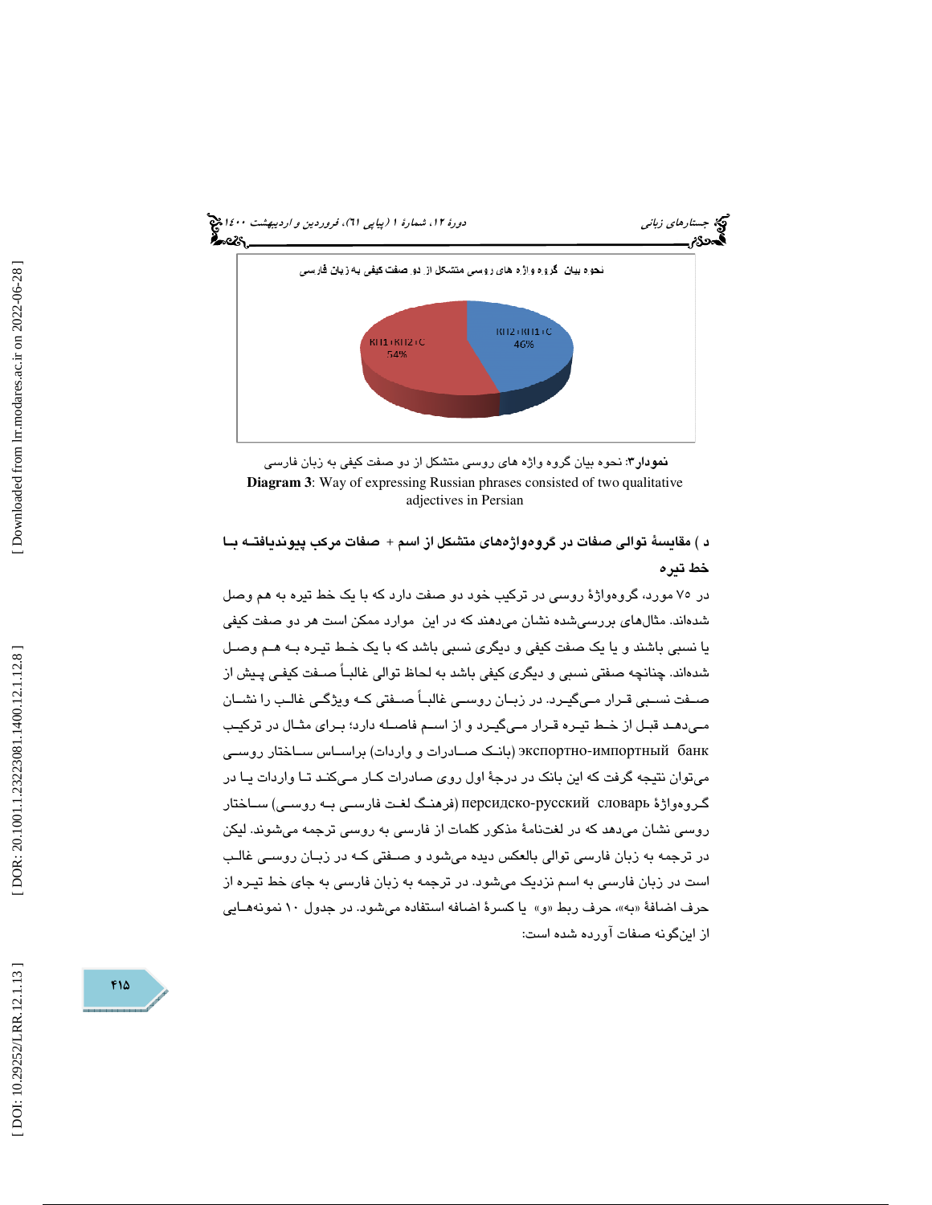نحوه بیان گروه واژه های روسی متشکل از دو صفت کیفی به زبان فارسی

КП2+КП1+С
46%

КП1+КП2+С
54%

**نمودار۳**: نحوه بیان گروه واژه های روسی متشکل از دو صفت کیفی به زبان فارسی

**Diagram 3**: Way of expressing Russian phrases consisted of two qualitative adjectives in Persian

### د ) مقایسهٔ توالی صفات در گروه‌واژه‌های متشکل از اسم + صفات مرکب پیوندیافته با خط تیره

در ۷۵ مورد، گروه‌واژهٔ روسی در ترکیب خود دو صفت دارد که با یک خط تیره به هم وصل شده‌اند. مثال‌های بررسی‌شده نشان می‌دهند که در این موارد ممکن است هر دو صفت کیفی یا نسبی باشند و یا یک صفت کیفی و دیگری نسبی باشد که با یک خط تیره به هم وصل شده‌اند. چنانچه صفتی نسبی و دیگری کیفی باشد به لحاظ توالی غالباً صفت کیفی پیش از صفت نسبی قرار می‌گیرد. در زبان روسی غالباً صفتی که ویژگی غالب را نشان می‌دهد قبل از خط تیره قرار می‌گیرد و از اسم فاصله دارد؛ برای مثال در ترکیب экспортно-импортный банк (بانک صادرات و واردات) براساس ساختار روسی می‌توان نتیجه گرفت که این بانک در درجهٔ اول روی صادرات کار می‌کند تا واردات یا در گروه‌واژهٔ персидско-русский словарь (فرهنگ لغت فارسی به روسی) ساختار روسی نشان می‌دهد که در لغت‌نامهٔ مذکور کلمات از فارسی به روسی ترجمه می‌شوند. لیکن در ترجمه به زبان فارسی توالی بالعکس دیده می‌شود و صفتی که در زبان روسی غالب است در زبان فارسی به اسم نزدیک می‌شود. در ترجمه به زبان فارسی به جای خط تیره از حرف اضافهٔ «به»، حرف ربط «و» یا کسرهٔ اضافه استفاده می‌شود. در جدول ۱۰ نمونه‌هایی از این‌گونه صفات آورده شده است: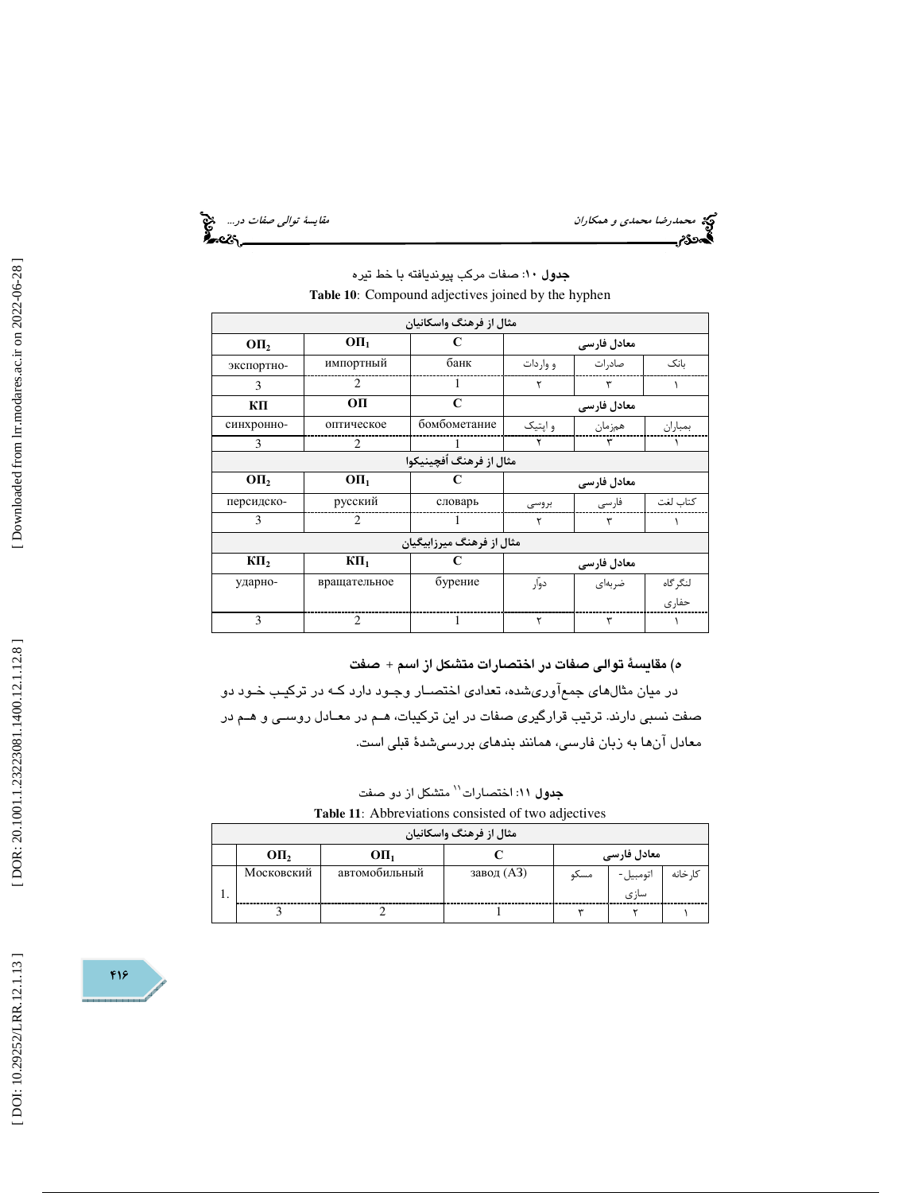**جدول ۱۰**: صفات مرکب پیوندیافته با خط تیره

**Table 10**: Compound adjectives joined by the hyphen

| مثال از فرهنگ واسکانیان | | | | | |
|---|---|---|---|---|---|
| $ОП_2$ | $ОП_1$ | C | معادل فارسی | | |
| экспортно- | импортный | банк | و واردات | صادرات | بانک |
| 3 | 2 | 1 | ۲ | ۳ | ۱ |
| КП | ОП | C | معادل فارسی | | |
| синхронно- | оптическое | бомбометание | و اپتیک | همزمان | بمباران |
| 3 | 2 | 1 | ۲ | ۳ | ۱ |
| مثال از فرهنگ اُفچینیکوا | | | | | |
| $ОП_2$ | $ОП_1$ | C | معادل فارسی | | |
| персидско- | русский | словарь | بروسی | فارسی | کتاب لغت |
| 3 | 2 | 1 | ۲ | ۳ | ۱ |
| مثال از فرهنگ میرزابیگیان | | | | | |
| $КП_2$ | $КП_1$ | C | معادل فارسی | | |
| ударно- | вращательное | бурение | دوّار | ضربه‌ای | لنگرگاه حفاری |
| 3 | 2 | 1 | ۲ | ۳ | ۱ |

### ه) مقایسهٔ توالی صفات در اختصارات متشکل از اسم + صفت

در میان مثال‌های جمع‌آوری‌شده، تعدادی اختصار وجود دارد که در ترکیب خود دو صفت نسبی دارند. ترتیب قرارگیری صفات در این ترکیبات، هم در معادل روسی و هم در معادل آن‌ها به زبان فارسی، همانند بندهای بررسی‌شدهٔ قبلی است.

**جدول ۱۱**: اختصارات[11] متشکل از دو صفت

**Table 11**: Abbreviations consisted of two adjectives

| مثال از فرهنگ واسکانیان | | | | | | |
|---|---|---|---|---|---|---|
| | $ОП_2$ | $ОП_1$ | C | معادل فارسی | | |
| 1. | Московский | автомобильный | завод (АЗ) | مسکو | اتومبیل- سازی | کارخانه |
| | 3 | 2 | 1 | ۳ | ۲ | ۱ |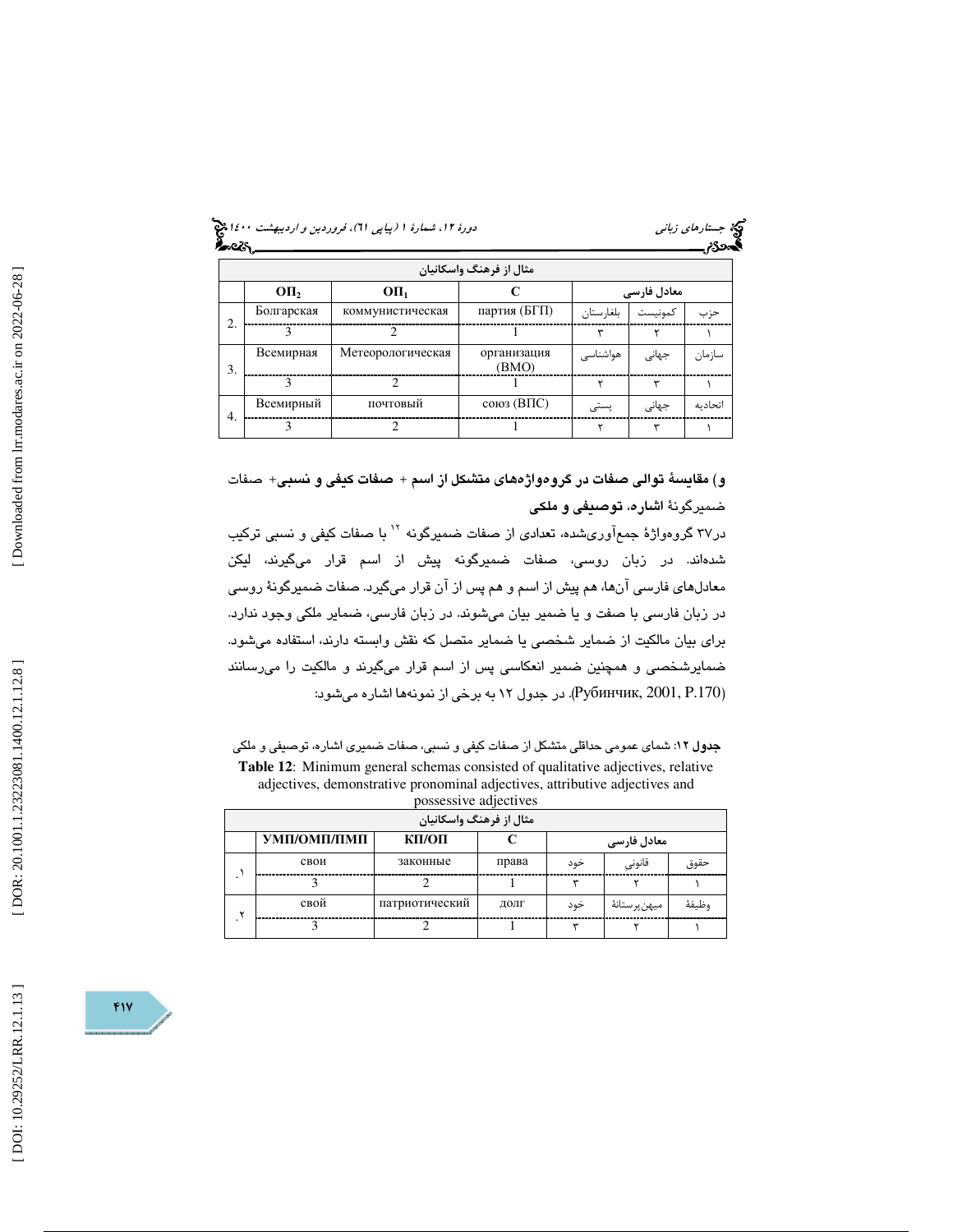| مثال از فرهنگ واسکانیان | | | | | | |
|---|---|---|---|---|---|---|
| | $ОП_2$ | $ОП_1$ | C | معادل فارسی | | |
| 2. | Болгарская | коммунистическая | партия (БГП) | بلغارستان | کمونیست | حزب |
| | 3 | 2 | 1 | ۳ | ۲ | ۱ |
| 3. | Всемирная | Метеорологическая | организация (ВМО) | هواشناسی | جهانی | سازمان |
| | 3 | 2 | 1 | ۲ | ۳ | ۱ |
| 4. | Всемирный | почтовый | союз (ВПС) | پستی | جهانی | اتحادیه |
| | 3 | 2 | 1 | ۲ | ۳ | ۱ |

**و) مقایسهٔ توالی صفات در گروه‌واژه‌های متشکل از اسم + صفات کیفی و نسبی+ صفات ضمیرگونهٔ اشاره، توصیفی و ملکی**

در۳۷ گروه‌واژهٔ جمع‌آوری‌شده، تعدادی از صفات ضمیرگونه [۱۲] با صفات کیفی و نسبی ترکیب شده‌اند. در زبان روسی، صفات ضمیرگونه پیش از اسم قرار می‌گیرند، لیکن معادل‌های فارسی آن‌ها، هم پیش از اسم و هم پس از آن قرار می‌گیرد. صفات ضمیرگونهٔ روسی در زبان فارسی با صفت و یا ضمیر بیان می‌شوند. در زبان فارسی، ضمایر ملکی وجود ندارد. برای بیان مالکیت از ضمایر شخصی یا ضمایر متصل که نقش وابسته دارند، استفاده می‌شود. ضمایرشخصی و همچنین ضمیر انعکاسی پس از اسم قرار می‌گیرند و مالکیت را می‌رسانند (Рубинчик, 2001, P.170). در جدول ۱۲ به برخی از نمونه‌ها اشاره می‌شود:

**جدول ۱۲**: شمای عمومی حداقلی متشکل از صفات کیفی و نسبی، صفات ضمیری اشاره، توصیفی و ملکی

**Table 12**: Minimum general schemas consisted of qualitative adjectives, relative adjectives, demonstrative pronominal adjectives, attributive adjectives and possessive adjectives

| مثال از فرهنگ واسکانیان | | | | | | |
|---|---|---|---|---|---|---|
| | УМП/ОМП/ПМП | КП/ОП | C | معادل فارسی | | |
| .۱ | свои | законные | права | خود | قانونی | حقوق |
| | 3 | 2 | 1 | ۳ | ۲ | ۱ |
| .۲ | свой | патриотический | долг | خود | میهن‌پرستانهٔ | وظیفهٔ |
| | 3 | 2 | 1 | ۳ | ۲ | ۱ |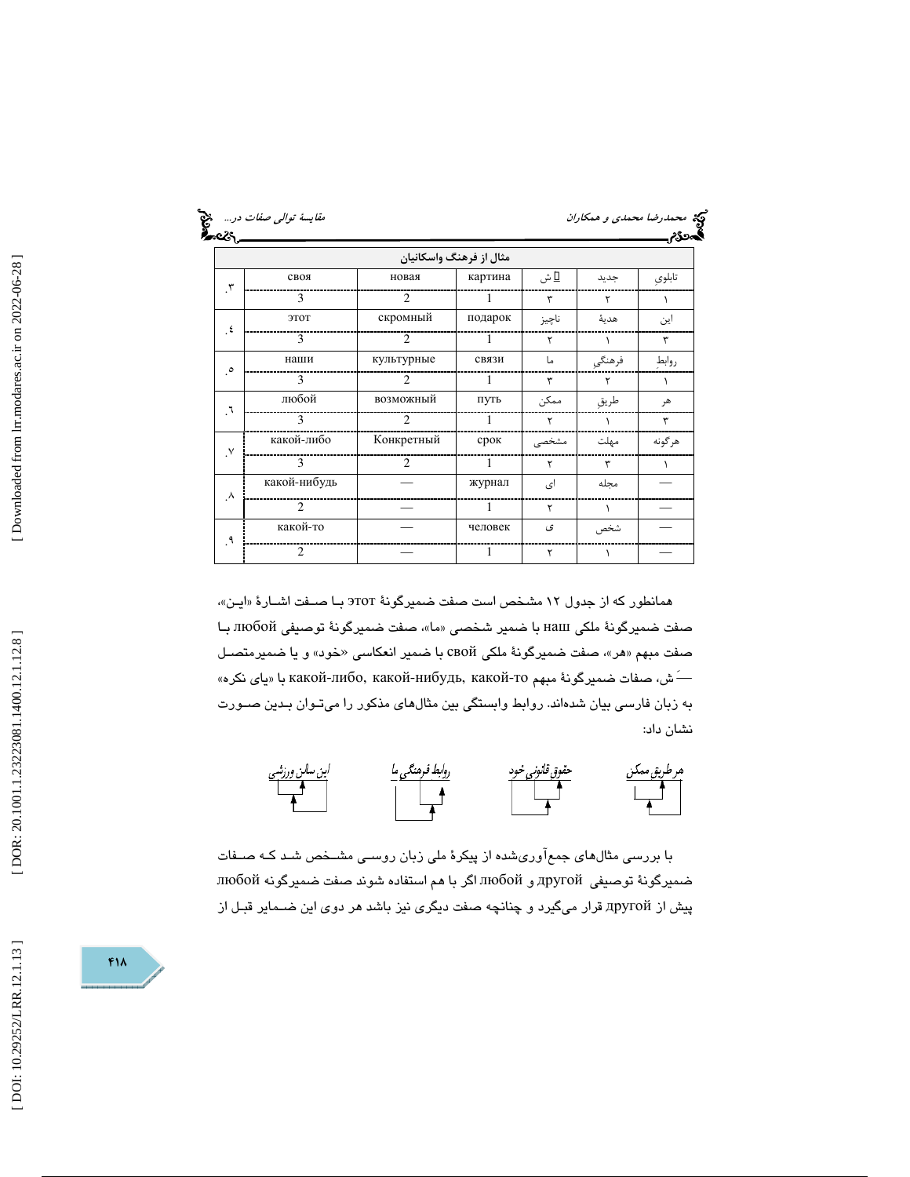| مثال از فرهنگ واسکانیان | | | | | | |
|---|---|---|---|---|---|---|
| تابلوی | جدید | ِ ش | картина | новая | своя | ۳. |
| ۱ | ۲ | ۳ | 1 | 2 | 3 | |
| این | هدیهٔ | ناچیز | подарок | скромный | этот | ٤. |
| ۳ | ۱ | ۲ | 1 | 2 | 3 | |
| روابطِ | فرهنگی | ما | связи | культурные | наши | ٥. |
| ۱ | ۲ | ۳ | 1 | 2 | 3 | |
| هر | طریق | ممکن | путь | возможный | любой | ٦. |
| ۳ | ۱ | ۲ | 1 | 2 | 3 | |
| هرگونه | مهلت | مشخصی | срок | Конкретный | какой-либо | ٧. |
| ۱ | ۳ | ۲ | 1 | 2 | 3 | |
| — | مجله | ای | журнал | — | какой-нибудь | ٨. |
| — | ۱ | ۲ | 1 | — | 2 | |
| — | شخص | ی | человек | — | какой-то | ٩. |
| — | ۱ | ۲ | 1 | — | 2 | |

همانطور که از جدول ۱۲ مشخص است صفت ضمیرگونهٔ этот بـا صـفت اشـارهٔ «ایـن»، صفت ضمیرگونهٔ ملکی наш با ضمیر شخصی «ما»، صفت ضمیرگونهٔ توصیفی любой بـا صفت مبهم «هر»، صفت ضمیرگونهٔ ملکی свой با ضمیر انعکاسی «خود» و یا ضمیرمتصـل ــَـ ش، صفات ضمیرگونهٔ مبهم какой-либо, какой-нибудь, какой-то با «یای نکره» به زبان فارسی بیان شده‌اند. روابط وابستگی بین مثال‌های مذکور را می‌تـوان بـدین صـورت نشان داد:

هر طریق ممکن — حقوق قانونی خود — روابط فرهنگی ما — این سالن ورزشی

با بررسی مثال‌های جمع‌آوری‌شده از پیکرهٔ ملی زبان روسـی مشـخص شـد کـه صـفات ضمیرگونهٔ توصیفی другой و любой اگر با هم استفاده شوند صفت ضمیرگونه любой پیش از другой قرار می‌گیرد و چنانچه صفت دیگری نیز باشد هر دوی این ضـمایر قبـل از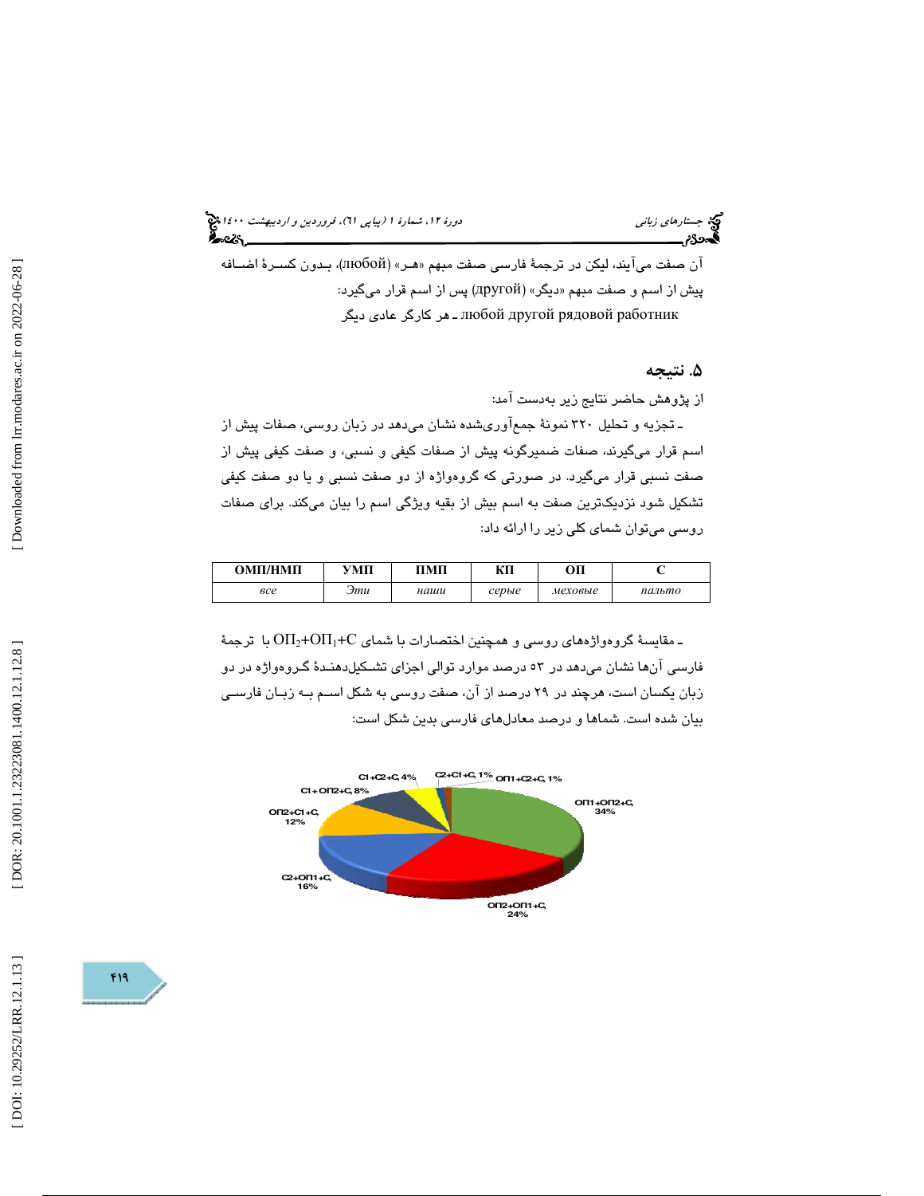آن صفت می‌آیند، لیکن در ترجمهٔ فارسی صفت مبهم «هـر» (любой)، بـدون کسـرهٔ اضـافه پیش از اسم و صفت مبهم «دیگر» (другой) پس از اسم قرار می‌گیرد:

любой другой рядовой работник ـ هر کارگر عادی دیگر

## ۵. نتیجه

از پژوهش حاضر نتایج زیر به‌دست آمد:

ـ تجزیه و تحلیل ۳۲۰ نمونهٔ جمع‌آوری‌شده نشان می‌دهد در زبان روسی، صفات پیش از اسم قرار می‌گیرند، صفات ضمیرگونه پیش از صفات کیفی و نسبی، و صفت کیفی پیش از صفت نسبی قرار می‌گیرد. در صورتی که گروه‌واژه از دو صفت نسبی و یا دو صفت کیفی تشکیل شود نزدیک‌ترین صفت به اسم بیش از بقیه ویژگی اسم را بیان می‌کند. برای صفات روسی می‌توان شمای کلی زیر را ارائه داد:

| ОМП/НМП | УМП | ПМП | КП | ОП | С |
|---|---|---|---|---|---|
| *все* | *Эти* | *наши* | *серые* | *меховые* | *пальто* |

ـ مقایسهٔ گروه‌واژه‌های روسی و همچنین اختصارات با شمای $ОП_2+ОП_1+С$ با ترجمهٔ فارسی آن‌ها نشان می‌دهد در ۵۳ درصد موارد توالی اجزای تشکیل‌دهندهٔ گروه‌واژه در دو زبان یکسان است، هرچند در ۲۹ درصد از آن، صفت روسی به شکل اسم بـه زبـان فارسـی بیان شده است. شماها و درصد معادل‌های فارسی بدین شکل است:

ОП1+ОП2+С, 34%; ОП2+ОП1+С, 24%; С2+ОП1+С, 16%; ОП2+С1+С, 12%; С1+ОП2+С, 8%; С1+С2+С, 4%; С2+С1+С, 1%; ОП1+С2+С, 1%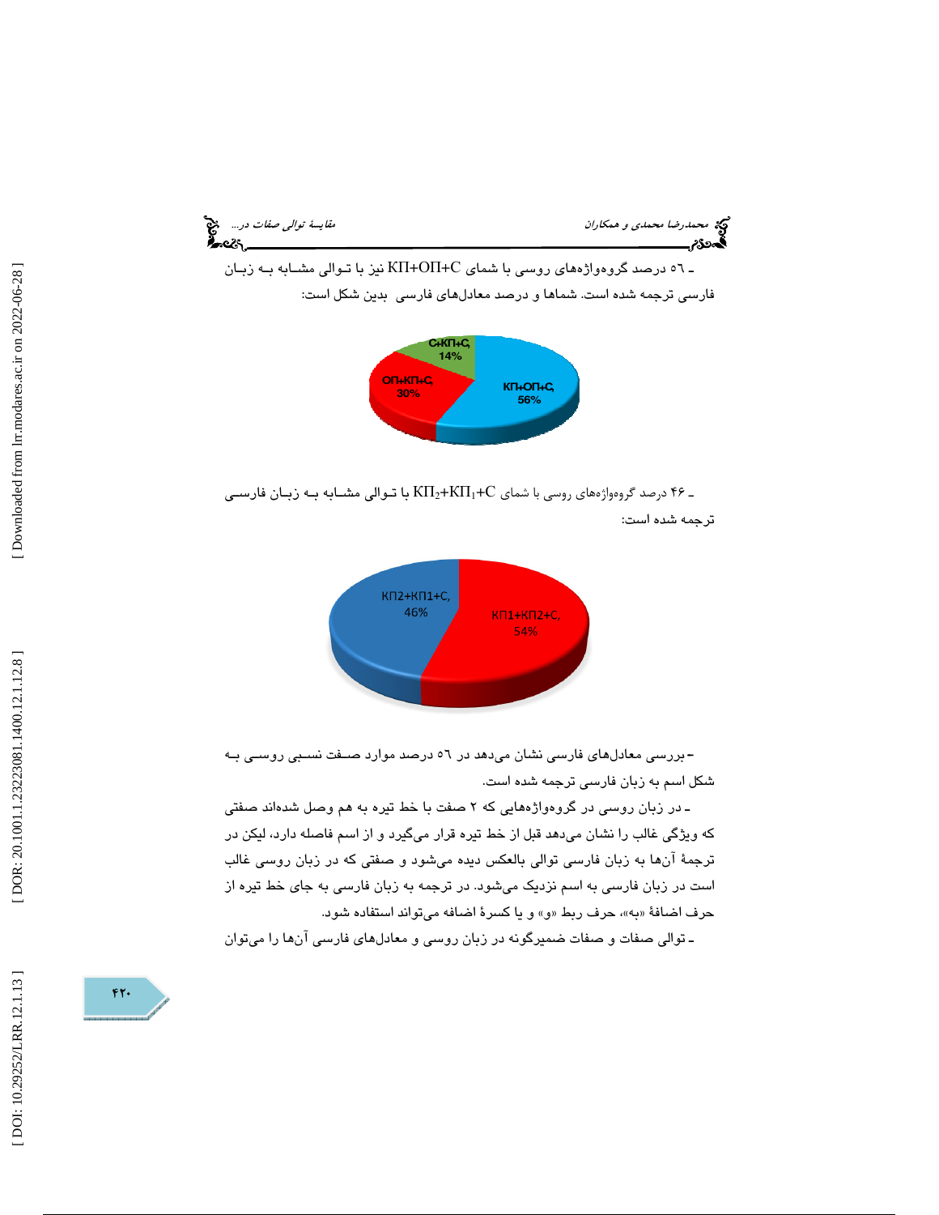ـ ٥٦ درصد گروه‌واژه‌های روسی با شمای КП+ОП+С نیز با تـوالی مشـابه بـه زبـان فارسی ترجمه شده است. شماها و درصد معادل‌های فارسی بدین شکل است:

С+КП+С, 14%
ОП+КП+С, 30%
КП+ОП+С, 56%

ـ ۴۶ درصد گروه‌واژه‌های روسی با شمای $КП_2+КП_1+С$ با تـوالی مشـابه بـه زبـان فارسـی ترجمه شده است:

КП2+КП1+С, 46%
КП1+КП2+С, 54%

– بررسی معادل‌های فارسی نشان می‌دهد در ٥٦ درصد موارد صـفت نسـبی روسـی بـه شکل اسم به زبان فارسی ترجمه شده است.

ـ در زبان روسی در گروه‌واژه‌هایی که ۲ صفت با خط تیره به هم وصل شده‌اند صفتی که ویژگی غالب را نشان می‌دهد قبل از خط تیره قرار می‌گیرد و از اسم فاصله دارد، لیکن در ترجمهٔ آن‌ها به زبان فارسی توالی بالعکس دیده می‌شود و صفتی که در زبان روسی غالب است در زبان فارسی به اسم نزدیک می‌شود. در ترجمه به زبان فارسی به جای خط تیره از حرف اضافهٔ «به»، حرف ربط «و» و یا کسرهٔ اضافه می‌تواند استفاده شود.

ـ توالی صفات و صفات ضمیرگونه در زبان روسی و معادل‌های فارسی آن‌ها را می‌توان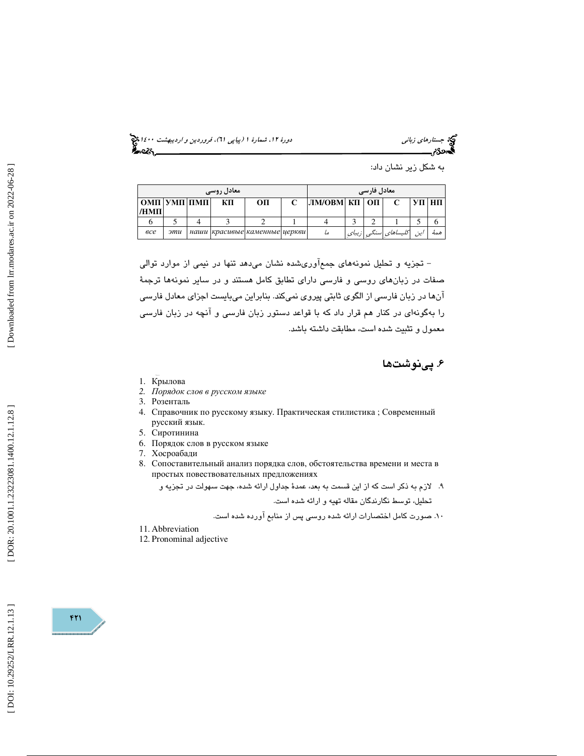به شکل زیر نشان داد:

| معادل روسی | | | | | | معادل فارسی | | | | | |
|---|---|---|---|---|---|---|---|---|---|---|---|
| ОМП /НМП | УМП | ПМП | КП | ОП | С | ЛМ/ОВМ | КП | ОП | С | УП | НП |
| 6 | 5 | 4 | 3 | 2 | 1 | 4 | 3 | 2 | 1 | 5 | 6 |
| *все* | *эти* | *наши* | *красивые* | *каменные* | *церкви* | *ما* | *زیبای* | *سنگی* | *کلیساهای* | *این* | *همهٔ* |

– تجزیه و تحلیل نمونه‌های جمع‌آوری‌شده نشان می‌دهد تنها در نیمی از موارد توالی صفات در زبان‌های روسی و فارسی دارای تطابق کامل هستند و در سایر نمونه‌ها ترجمهٔ آن‌ها در زبان فارسی از الگوی ثابتی پیروی نمی‌کند. بنابراین می‌بایست اجزای معادل فارسی را به‌گونه‌ای در کنار هم قرار داد که با قواعد دستور زبان فارسی و آنچه در زبان فارسی معمول و تثبیت شده است، مطابقت داشته باشد.

## ۶. پی‌نوشت‌ها

1. Крылова
2. *Порядок слов в русском языке*
3. Розенталь
4. Справочник по русскому языку. Практическая стилистика ; Современный русский язык.
5. Сиротинина
6. Порядок слов в русском языке
7. Хосроабади
8. Сопоставительный анализ порядка слов, обстоятельства времени и места в простых повествовательных предложениях
9. لازم به ذکر است که از این قسمت به بعد، عمدهٔ جداول ارائه شده، جهت سهولت در تجزیه و تحلیل، توسط نگارندگان مقاله تهیه و ارائه شده است.
10. صورت کامل اختصارات ارائه شده روسی پس از منابع آورده شده است.
11. Abbreviation
12. Pronominal adjective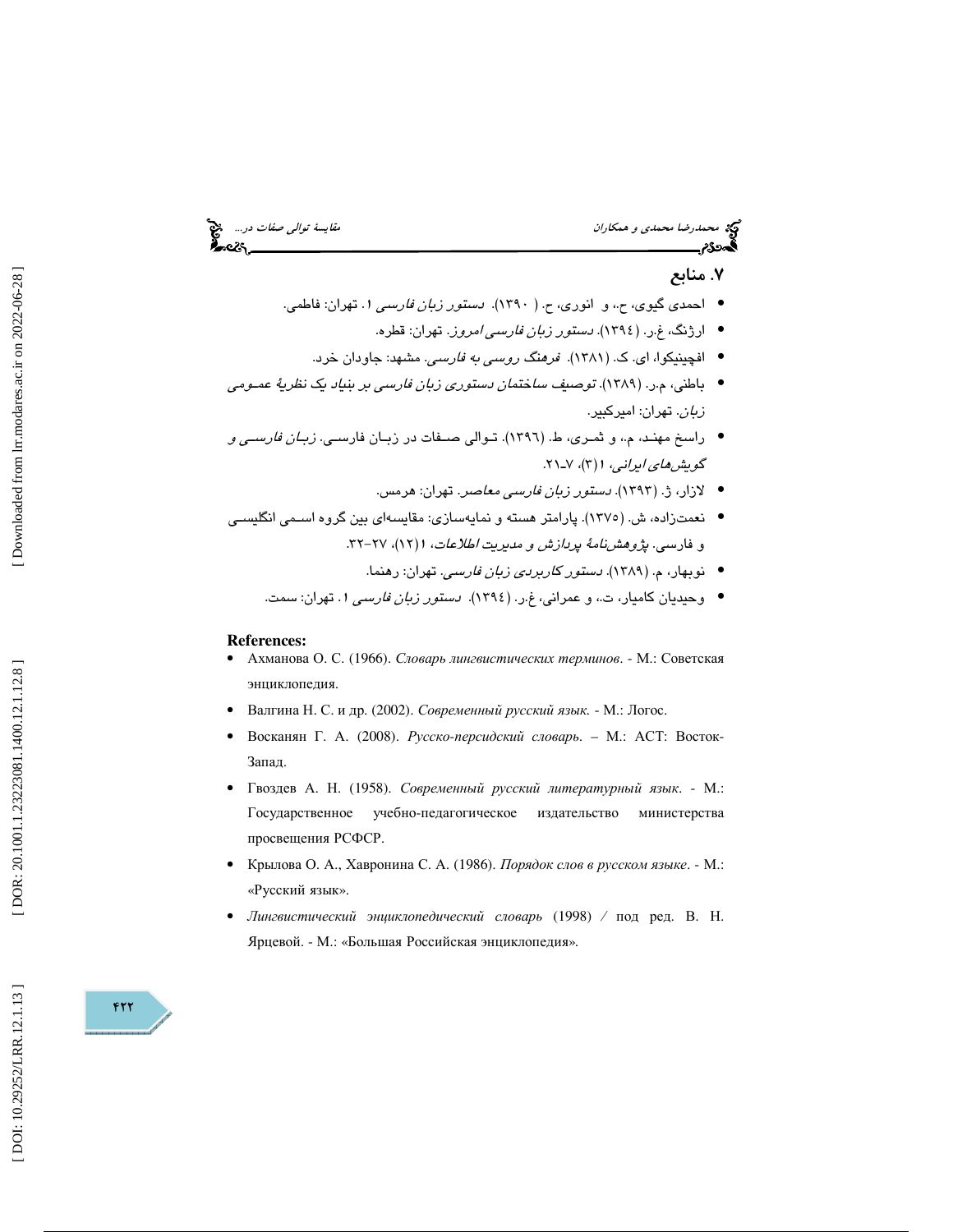## ۷. منابع

- احمدی گیوی، ح.، و انوری، ح. (۱۳۹۰). *دستور زبان فارسی ۱*. تهران: فاطمی.
- ارژنگ، غ.ر. (۱۳۹٤). *دستور زبان فارسی امروز*. تهران: قطره.
- افچینیکوا، ای. ک. (۱۳۸۱). *فرهنگ روسی به فارسی*. مشهد: جاودان خرد.
- باطنی، م.ر. (۱۳۸۹). *توصیف ساختمان دستوری زبان فارسی بر بنیاد یک نظریهٔ عمومی زبان*. تهران: امیرکبیر.
- راسخ مهند، م.، و ثمری، ط. (۱۳۹٦). توالی صفات در زبان فارسی. *زبان فارسی و گویش‌های ایرانی*، ۱(۳)، ۷ـ۲۱.
- لازار، ژ. (۱۳۹۳). *دستور زبان فارسی معاصر*. تهران: هرمس.
- نعمت‌زاده، ش. (۱۳۷۵). پارامتر هسته و نمایه‌سازی: مقایسه‌ای بین گروه اسمی انگلیسی و فارسی. *پژوهش‌نامهٔ پردازش و مدیریت اطلاعات*، ۱(۱۲)، ۲۷–۳۲.
- نوبهار، م. (۱۳۸۹). *دستور کاربردی زبان فارسی*. تهران: رهنما.
- وحیدیان کامیار، ت.، و عمرانی، غ.ر. (۱۳۹٤). *دستور زبان فارسی ۱*. تهران: سمت.

**References:**

- Ахманова О. С. (1966). *Словарь лингвистических терминов*. - М.: Советская энциклопедия.
- Валгина Н. С. и др. (2002). *Современный русский язык*. - М.: Логос.
- Восканян Г. А. (2008). *Русско-персидский словарь*. – М.: АСТ: Восток-Запад.
- Гвоздев А. Н. (1958). *Современный русский литературный язык*. - М.: Государственное учебно-педагогическое издательство министерства просвещения РСФСР.
- Крылова О. А., Хавронина С. А. (1986). *Порядок слов в русском языке*. - М.: «Русский язык».
- *Лингвистический энциклопедический словарь* (1998) / под ред. В. Н. Ярцевой. - М.: «Большая Российская энциклопедия».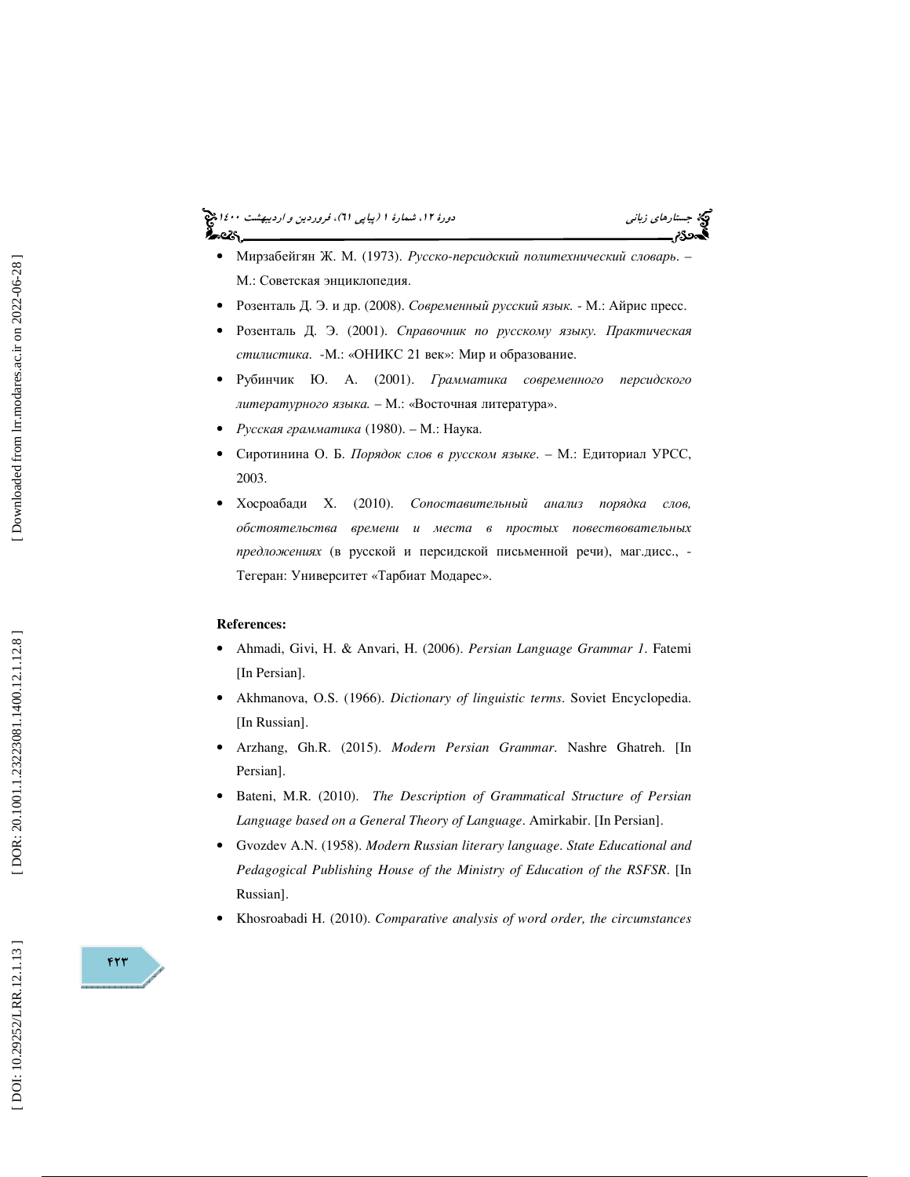- Мирзабейгян Ж. М. (1973). *Русско-персидский политехнический словарь*. – М.: Советская энциклопедия.
- Розенталь Д. Э. и др. (2008). *Современный русский язык.* - М.: Айрис пресс.
- Розенталь Д. Э. (2001). *Справочник по русскому языку. Практическая стилистика.* -М.: «ОНИКС 21 век»: Мир и образование.
- Рубинчик Ю. А. (2001). *Грамматика современного персидского литературного языка.* – М.: «Восточная литература».
- *Русская грамматика* (1980). – М.: Наука.
- Сиротинина О. Б. *Порядок слов в русском языке*. – М.: Едиториал УРСС, 2003.
- Хосроабади Х. (2010). *Сопоставительный анализ порядка слов, обстоятельства времени и места в простых повествовательных предложениях* (в русской и персидской письменной речи), маг.дисс., - Тегеран: Университет «Тарбиат Модарес».

**References:**

- Ahmadi, Givi, H. & Anvari, H. (2006). *Persian Language Grammar 1*. Fatemi [In Persian].
- Akhmanova, O.S. (1966). *Dictionary of linguistic terms*. Soviet Encyclopedia. [In Russian].
- Arzhang, Gh.R. (2015). *Modern Persian Grammar*. Nashre Ghatreh. [In Persian].
- Bateni, M.R. (2010). *The Description of Grammatical Structure of Persian Language based on a General Theory of Language*. Amirkabir. [In Persian].
- Gvozdev A.N. (1958). *Modern Russian literary language. State Educational and Pedagogical Publishing House of the Ministry of Education of the RSFSR*. [In Russian].
- Khosroabadi H. (2010). *Comparative analysis of word order, the circumstances*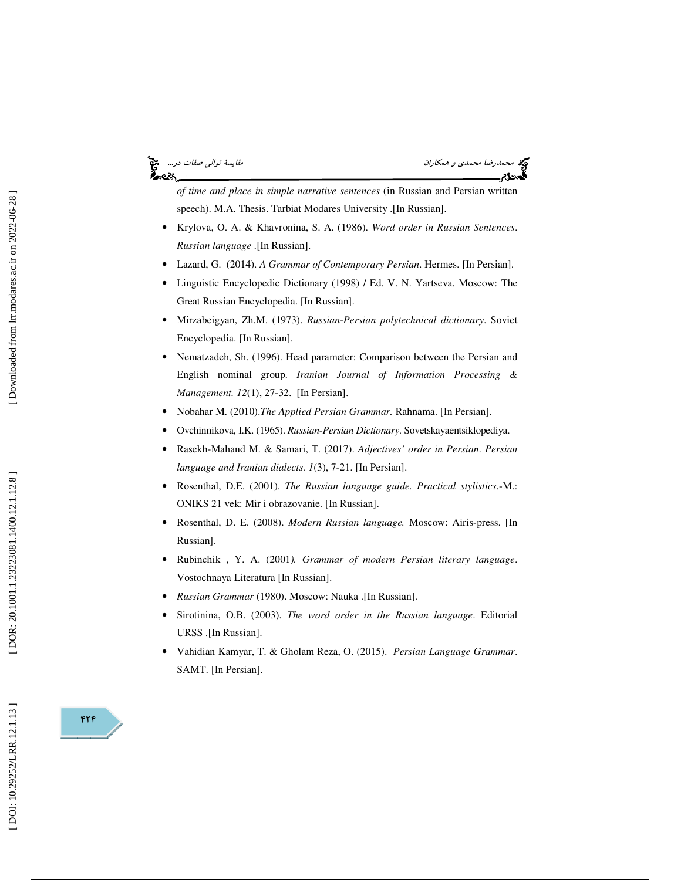*of time and place in simple narrative sentences* (in Russian and Persian written speech). M.A. Thesis. Tarbiat Modares University .[In Russian].

- Krylova, O. A. & Khavronina, S. A. (1986). *Word order in Russian Sentences*. *Russian language* .[In Russian].
- Lazard, G. (2014). *A Grammar of Contemporary Persian*. Hermes. [In Persian].
- Linguistic Encyclopedic Dictionary (1998) / Ed. V. N. Yartseva. Moscow: The Great Russian Encyclopedia. [In Russian].
- Mirzabeigyan, Zh.M. (1973). *Russian-Persian polytechnical dictionary*. Soviet Encyclopedia. [In Russian].
- Nematzadeh, Sh. (1996). Head parameter: Comparison between the Persian and English nominal group. *Iranian Journal of Information Processing & Management. 12*(1), 27-32. [In Persian].
- Nobahar M. (2010).*The Applied Persian Grammar.* Rahnama. [In Persian].
- Ovchinnikova, I.K. (1965). *Russian-Persian Dictionary*. Sovetskayaentsiklopediya.
- Rasekh-Mahand M. & Samari, T. (2017). *Adjectives' order in Persian*. *Persian language and Iranian dialects. 1*(3), 7-21. [In Persian].
- Rosenthal, D.E. (2001). *The Russian language guide. Practical stylistics*.-M.: ONIKS 21 vek: Mir i obrazovanie. [In Russian].
- Rosenthal, D. E. (2008). *Modern Russian language.* Moscow: Airis-press. [In Russian].
- Rubinchik , Y. A. (2001*). Grammar of modern Persian literary language*. Vostochnaya Literatura [In Russian].
- *Russian Grammar* (1980). Moscow: Nauka .[In Russian].
- Sirotinina, O.B. (2003). *The word order in the Russian language*. Editorial URSS .[In Russian].
- Vahidian Kamyar, T. & Gholam Reza, O. (2015). *Persian Language Grammar*. SAMT. [In Persian].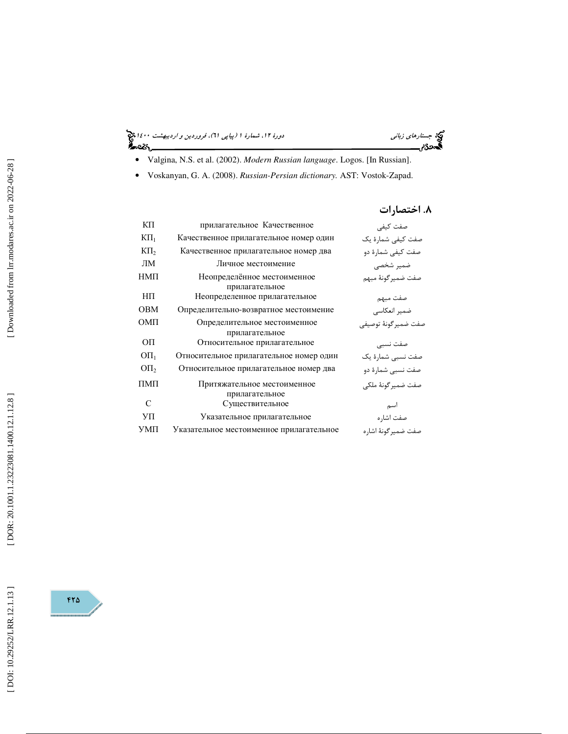- Valgina, N.S. et al. (2002). *Modern Russian language*. Logos. [In Russian].
- Voskanyan, G. A. (2008). *Russian-Persian dictionary.* AST: Vostok-Zapad.

## ۸. اختصارات

| | | |
|---|---|---|
| КП | прилагательное Качественное | صفت کیفی |
| $КП_1$ | Качественное прилагательное номер один | صفت کیفی شمارهٔ یک |
| $КП_2$ | Качественное прилагательное номер два | صفت کیفی شمارهٔ دو |
| ЛМ | Личное местоимение | ضمیر شخصی |
| НМП | Неопределённое местоименное прилагательное | صفت ضمیرگونهٔ مبهم |
| НП | Неопределенное прилагательное | صفت مبهم |
| ОВМ | Определительно-возвратное местоимение | ضمیر انعکاسی |
| ОМП | Определительное местоименное прилагательное | صفت ضمیرگونهٔ توصیفی |
| ОП | Относительное прилагательное | صفت نسبی |
| $ОП_1$ | Относительное прилагательное номер один | صفت نسبی شمارهٔ یک |
| $ОП_2$ | Относительное прилагательное номер два | صفت نسبی شمارهٔ دو |
| ПМП | Притяжательное местоименное прилагательное | صفت ضمیرگونهٔ ملکی |
| С | Существительное | اسم |
| УП | Указательное прилагательное | صفت اشاره |
| УМП | Указательное местоименное прилагательное | صفت ضمیرگونهٔ اشاره |